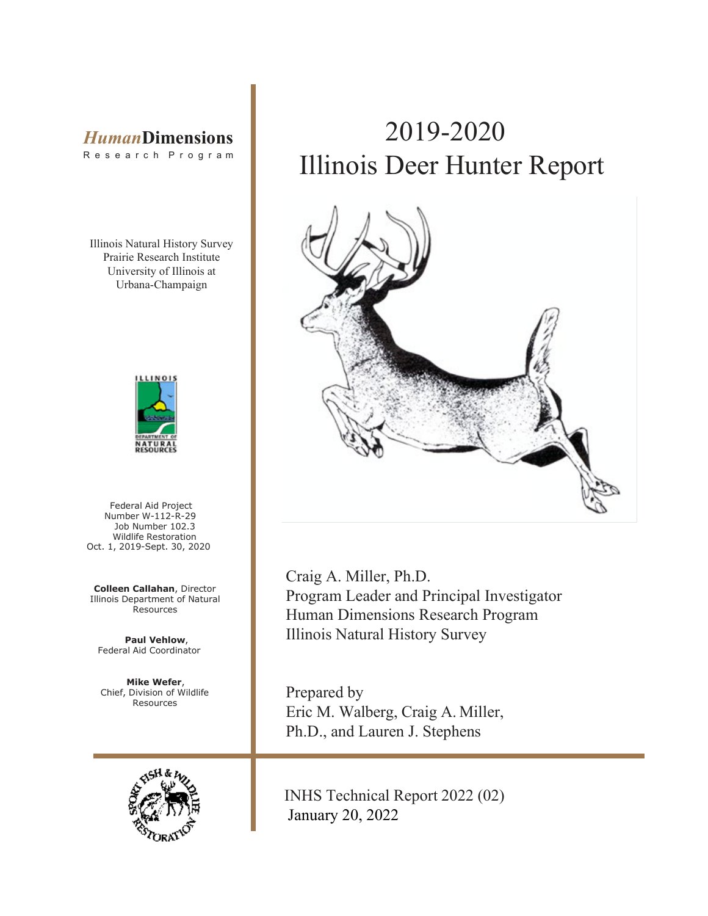# 2019-2020 Illinois Deer Hunter Report

*Human*Dimensions
Research Program

Illinois Natural History Survey
Prairie Research Institute
University of Illinois at
Urbana-Champaign

Federal Aid Project
Number W-112-R-29
Job Number 102.3
Wildlife Restoration
Oct. 1, 2019-Sept. 30, 2020

**Colleen Callahan**, Director
Illinois Department of Natural Resources

**Paul Vehlow**,
Federal Aid Coordinator

**Mike Wefer**,
Chief, Division of Wildlife Resources

Craig A. Miller, Ph.D.
Program Leader and Principal Investigator
Human Dimensions Research Program
Illinois Natural History Survey

Prepared by
Eric M. Walberg, Craig A. Miller, Ph.D., and Lauren J. Stephens

INHS Technical Report 2022 (02)
January 20, 2022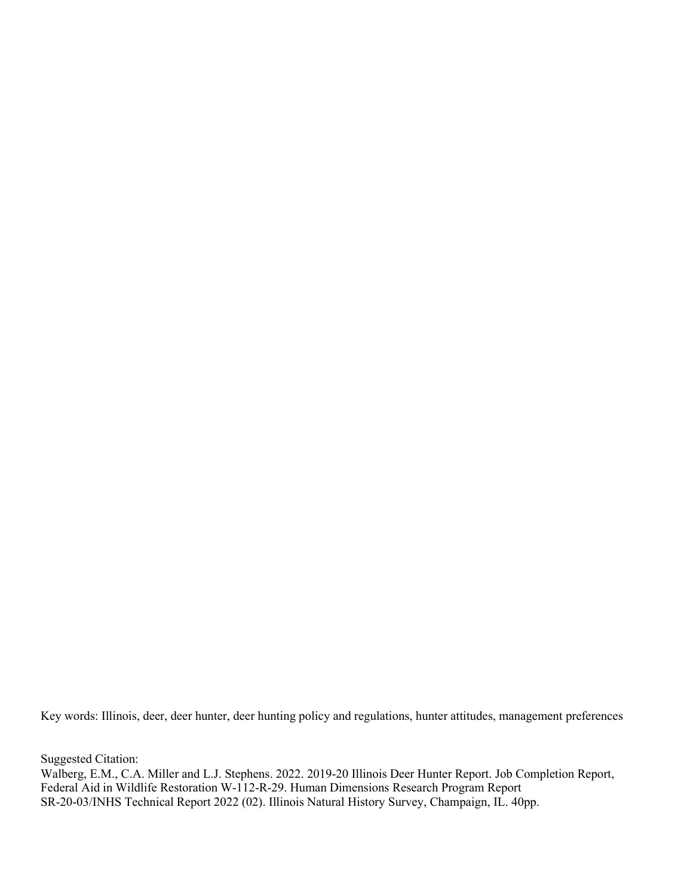Key words: Illinois, deer, deer hunter, deer hunting policy and regulations, hunter attitudes, management preferences

Suggested Citation:
Walberg, E.M., C.A. Miller and L.J. Stephens. 2022. 2019-20 Illinois Deer Hunter Report. Job Completion Report, Federal Aid in Wildlife Restoration W-112-R-29. Human Dimensions Research Program Report SR-20-03/INHS Technical Report 2022 (02). Illinois Natural History Survey, Champaign, IL. 40pp.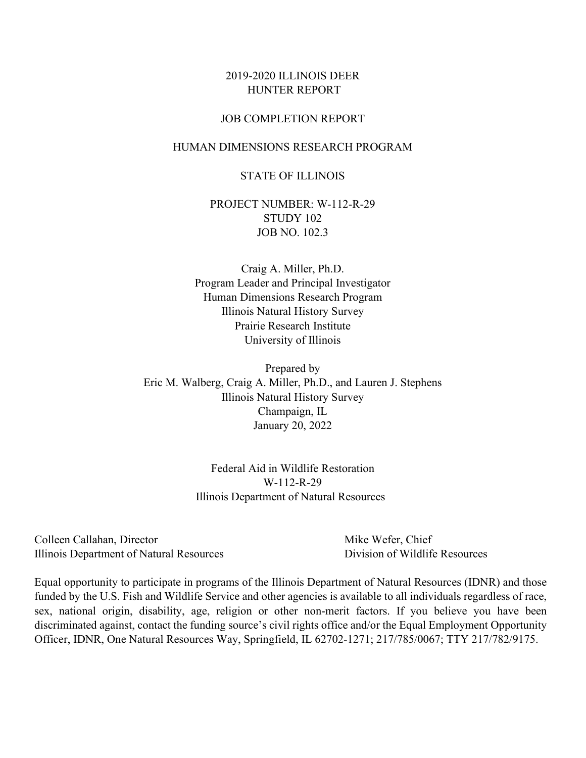# 2019-2020 ILLINOIS DEER HUNTER REPORT

## JOB COMPLETION REPORT

## HUMAN DIMENSIONS RESEARCH PROGRAM

## STATE OF ILLINOIS

PROJECT NUMBER: W-112-R-29
STUDY 102
JOB NO. 102.3

Craig A. Miller, Ph.D.
Program Leader and Principal Investigator
Human Dimensions Research Program
Illinois Natural History Survey
Prairie Research Institute
University of Illinois

Prepared by
Eric M. Walberg, Craig A. Miller, Ph.D., and Lauren J. Stephens
Illinois Natural History Survey
Champaign, IL
January 20, 2022

Federal Aid in Wildlife Restoration
W-112-R-29
Illinois Department of Natural Resources

Colleen Callahan, Director
Illinois Department of Natural Resources

Mike Wefer, Chief
Division of Wildlife Resources

Equal opportunity to participate in programs of the Illinois Department of Natural Resources (IDNR) and those funded by the U.S. Fish and Wildlife Service and other agencies is available to all individuals regardless of race, sex, national origin, disability, age, religion or other non-merit factors. If you believe you have been discriminated against, contact the funding source's civil rights office and/or the Equal Employment Opportunity Officer, IDNR, One Natural Resources Way, Springfield, IL 62702-1271; 217/785/0067; TTY 217/782/9175.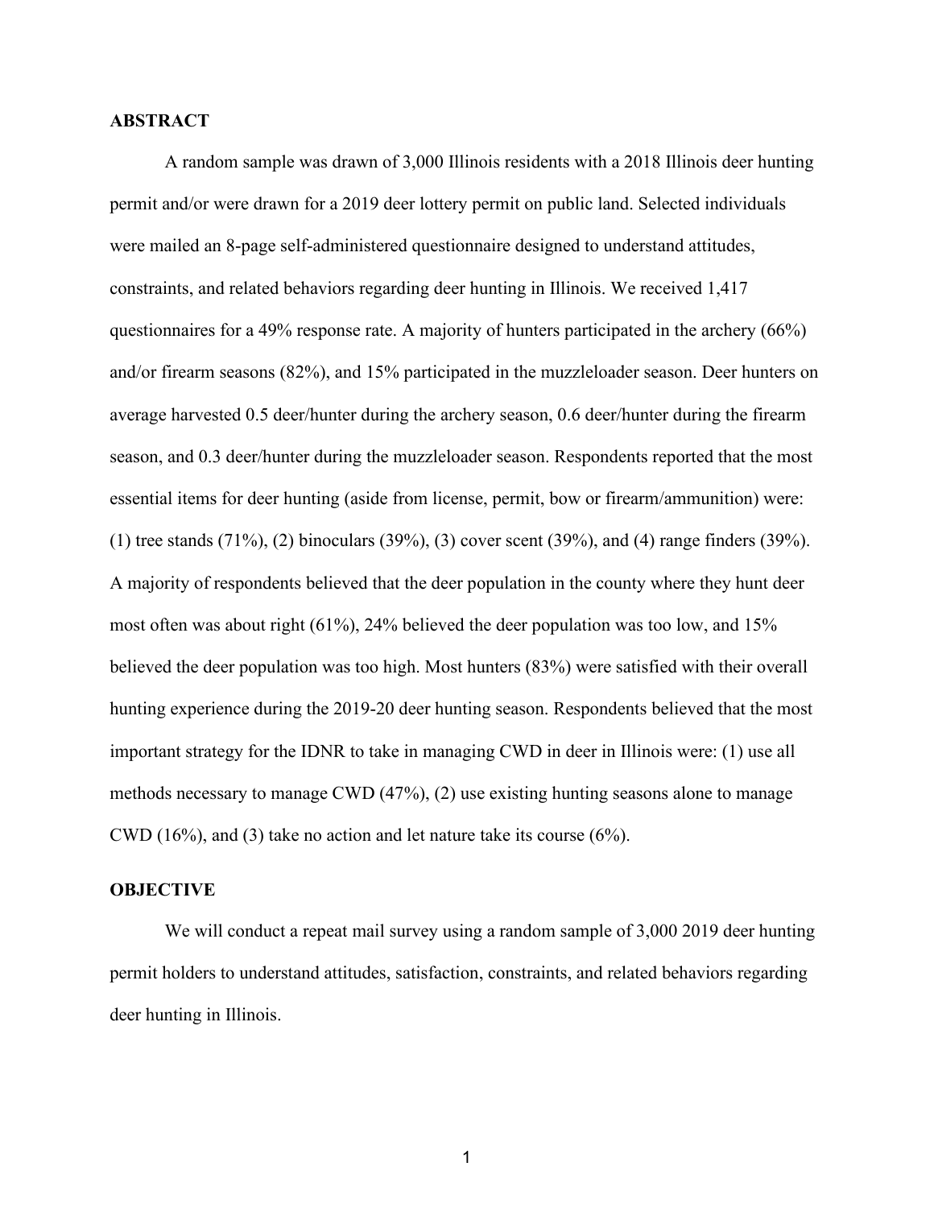## ABSTRACT

A random sample was drawn of 3,000 Illinois residents with a 2018 Illinois deer hunting permit and/or were drawn for a 2019 deer lottery permit on public land. Selected individuals were mailed an 8-page self-administered questionnaire designed to understand attitudes, constraints, and related behaviors regarding deer hunting in Illinois. We received 1,417 questionnaires for a 49% response rate. A majority of hunters participated in the archery (66%) and/or firearm seasons (82%), and 15% participated in the muzzleloader season. Deer hunters on average harvested 0.5 deer/hunter during the archery season, 0.6 deer/hunter during the firearm season, and 0.3 deer/hunter during the muzzleloader season. Respondents reported that the most essential items for deer hunting (aside from license, permit, bow or firearm/ammunition) were: (1) tree stands (71%), (2) binoculars (39%), (3) cover scent (39%), and (4) range finders (39%). A majority of respondents believed that the deer population in the county where they hunt deer most often was about right (61%), 24% believed the deer population was too low, and 15% believed the deer population was too high. Most hunters (83%) were satisfied with their overall hunting experience during the 2019-20 deer hunting season. Respondents believed that the most important strategy for the IDNR to take in managing CWD in deer in Illinois were: (1) use all methods necessary to manage CWD (47%), (2) use existing hunting seasons alone to manage CWD (16%), and (3) take no action and let nature take its course (6%).

## OBJECTIVE

We will conduct a repeat mail survey using a random sample of 3,000 2019 deer hunting permit holders to understand attitudes, satisfaction, constraints, and related behaviors regarding deer hunting in Illinois.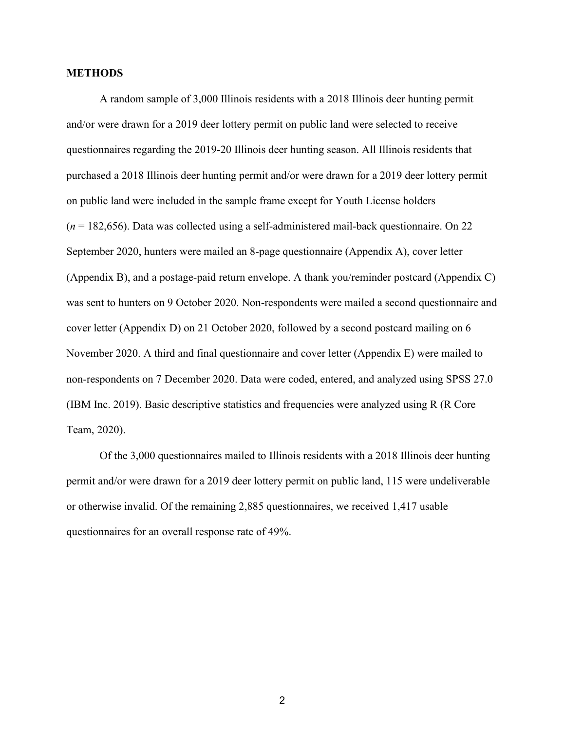## METHODS

A random sample of 3,000 Illinois residents with a 2018 Illinois deer hunting permit and/or were drawn for a 2019 deer lottery permit on public land were selected to receive questionnaires regarding the 2019-20 Illinois deer hunting season. All Illinois residents that purchased a 2018 Illinois deer hunting permit and/or were drawn for a 2019 deer lottery permit on public land were included in the sample frame except for Youth License holders ($n$ = 182,656). Data was collected using a self-administered mail-back questionnaire. On 22 September 2020, hunters were mailed an 8-page questionnaire (Appendix A), cover letter (Appendix B), and a postage-paid return envelope. A thank you/reminder postcard (Appendix C) was sent to hunters on 9 October 2020. Non-respondents were mailed a second questionnaire and cover letter (Appendix D) on 21 October 2020, followed by a second postcard mailing on 6 November 2020. A third and final questionnaire and cover letter (Appendix E) were mailed to non-respondents on 7 December 2020. Data were coded, entered, and analyzed using SPSS 27.0 (IBM Inc. 2019). Basic descriptive statistics and frequencies were analyzed using R (R Core Team, 2020).

Of the 3,000 questionnaires mailed to Illinois residents with a 2018 Illinois deer hunting permit and/or were drawn for a 2019 deer lottery permit on public land, 115 were undeliverable or otherwise invalid. Of the remaining 2,885 questionnaires, we received 1,417 usable questionnaires for an overall response rate of 49%.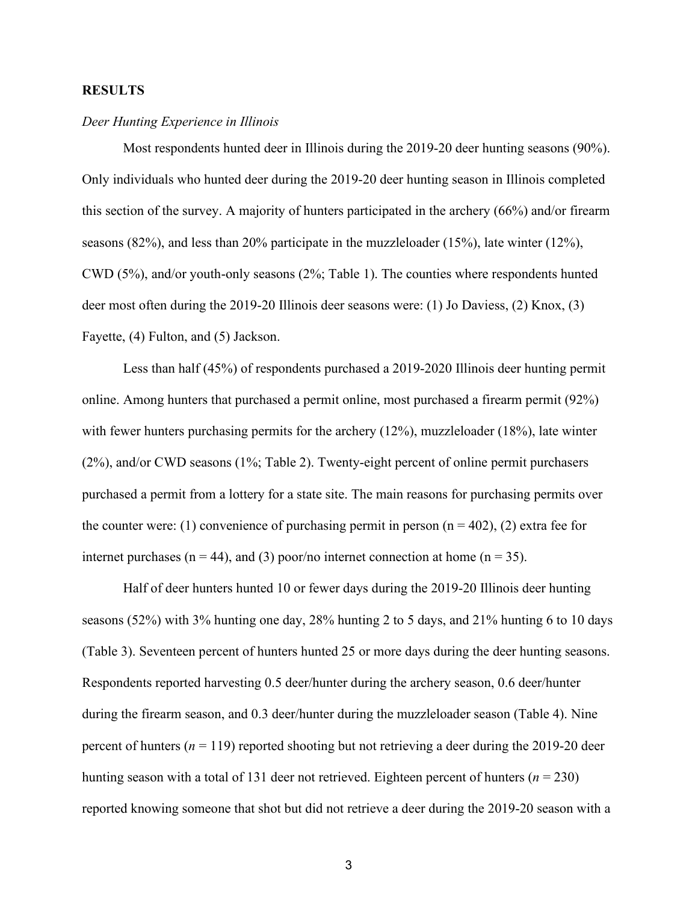## RESULTS

### *Deer Hunting Experience in Illinois*

Most respondents hunted deer in Illinois during the 2019-20 deer hunting seasons (90%). Only individuals who hunted deer during the 2019-20 deer hunting season in Illinois completed this section of the survey. A majority of hunters participated in the archery (66%) and/or firearm seasons (82%), and less than 20% participate in the muzzleloader (15%), late winter (12%), CWD (5%), and/or youth-only seasons (2%; Table 1). The counties where respondents hunted deer most often during the 2019-20 Illinois deer seasons were: (1) Jo Daviess, (2) Knox, (3) Fayette, (4) Fulton, and (5) Jackson.

Less than half (45%) of respondents purchased a 2019-2020 Illinois deer hunting permit online. Among hunters that purchased a permit online, most purchased a firearm permit (92%) with fewer hunters purchasing permits for the archery (12%), muzzleloader (18%), late winter (2%), and/or CWD seasons (1%; Table 2). Twenty-eight percent of online permit purchasers purchased a permit from a lottery for a state site. The main reasons for purchasing permits over the counter were: (1) convenience of purchasing permit in person (n = 402), (2) extra fee for internet purchases (n = 44), and (3) poor/no internet connection at home (n = 35).

Half of deer hunters hunted 10 or fewer days during the 2019-20 Illinois deer hunting seasons (52%) with 3% hunting one day, 28% hunting 2 to 5 days, and 21% hunting 6 to 10 days (Table 3). Seventeen percent of hunters hunted 25 or more days during the deer hunting seasons. Respondents reported harvesting 0.5 deer/hunter during the archery season, 0.6 deer/hunter during the firearm season, and 0.3 deer/hunter during the muzzleloader season (Table 4). Nine percent of hunters ($n$ = 119) reported shooting but not retrieving a deer during the 2019-20 deer hunting season with a total of 131 deer not retrieved. Eighteen percent of hunters ($n$ = 230) reported knowing someone that shot but did not retrieve a deer during the 2019-20 season with a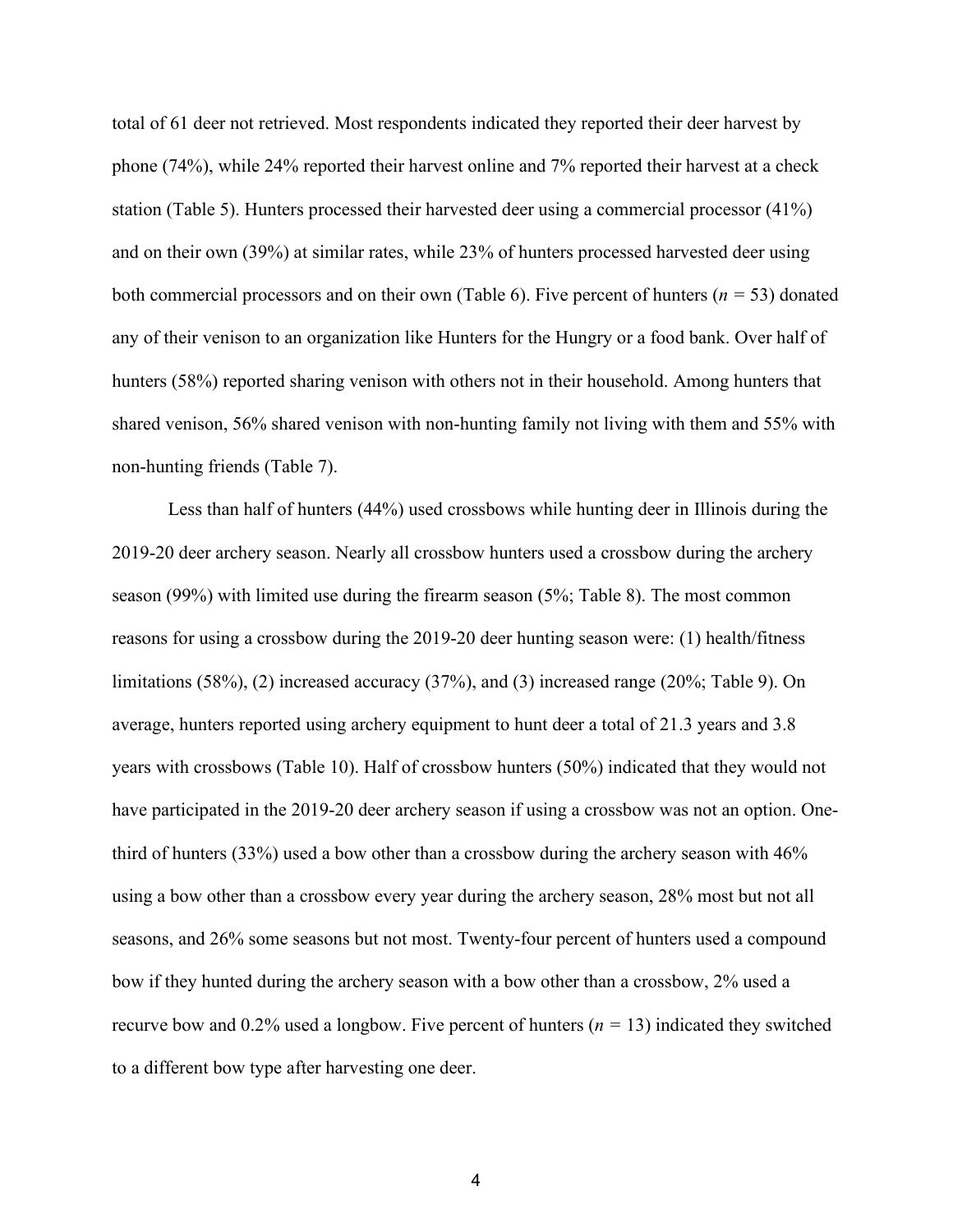total of 61 deer not retrieved. Most respondents indicated they reported their deer harvest by phone (74%), while 24% reported their harvest online and 7% reported their harvest at a check station (Table 5). Hunters processed their harvested deer using a commercial processor (41%) and on their own (39%) at similar rates, while 23% of hunters processed harvested deer using both commercial processors and on their own (Table 6). Five percent of hunters ($n$ = 53) donated any of their venison to an organization like Hunters for the Hungry or a food bank. Over half of hunters (58%) reported sharing venison with others not in their household. Among hunters that shared venison, 56% shared venison with non-hunting family not living with them and 55% with non-hunting friends (Table 7).

Less than half of hunters (44%) used crossbows while hunting deer in Illinois during the 2019-20 deer archery season. Nearly all crossbow hunters used a crossbow during the archery season (99%) with limited use during the firearm season (5%; Table 8). The most common reasons for using a crossbow during the 2019-20 deer hunting season were: (1) health/fitness limitations (58%), (2) increased accuracy (37%), and (3) increased range (20%; Table 9). On average, hunters reported using archery equipment to hunt deer a total of 21.3 years and 3.8 years with crossbows (Table 10). Half of crossbow hunters (50%) indicated that they would not have participated in the 2019-20 deer archery season if using a crossbow was not an option. One-third of hunters (33%) used a bow other than a crossbow during the archery season with 46% using a bow other than a crossbow every year during the archery season, 28% most but not all seasons, and 26% some seasons but not most. Twenty-four percent of hunters used a compound bow if they hunted during the archery season with a bow other than a crossbow, 2% used a recurve bow and 0.2% used a longbow. Five percent of hunters ($n$ = 13) indicated they switched to a different bow type after harvesting one deer.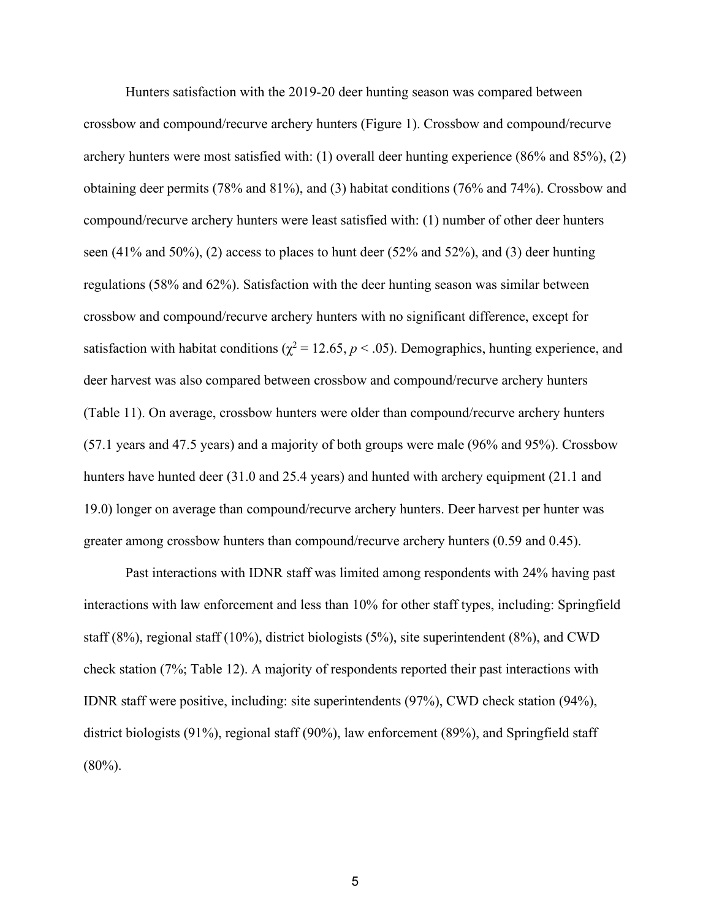Hunters satisfaction with the 2019-20 deer hunting season was compared between crossbow and compound/recurve archery hunters (Figure 1). Crossbow and compound/recurve archery hunters were most satisfied with: (1) overall deer hunting experience (86% and 85%), (2) obtaining deer permits (78% and 81%), and (3) habitat conditions (76% and 74%). Crossbow and compound/recurve archery hunters were least satisfied with: (1) number of other deer hunters seen (41% and 50%), (2) access to places to hunt deer (52% and 52%), and (3) deer hunting regulations (58% and 62%). Satisfaction with the deer hunting season was similar between crossbow and compound/recurve archery hunters with no significant difference, except for satisfaction with habitat conditions ($\chi^2 = 12.65$, $p < .05$). Demographics, hunting experience, and deer harvest was also compared between crossbow and compound/recurve archery hunters (Table 11). On average, crossbow hunters were older than compound/recurve archery hunters (57.1 years and 47.5 years) and a majority of both groups were male (96% and 95%). Crossbow hunters have hunted deer (31.0 and 25.4 years) and hunted with archery equipment (21.1 and 19.0) longer on average than compound/recurve archery hunters. Deer harvest per hunter was greater among crossbow hunters than compound/recurve archery hunters (0.59 and 0.45).

Past interactions with IDNR staff was limited among respondents with 24% having past interactions with law enforcement and less than 10% for other staff types, including: Springfield staff (8%), regional staff (10%), district biologists (5%), site superintendent (8%), and CWD check station (7%; Table 12). A majority of respondents reported their past interactions with IDNR staff were positive, including: site superintendents (97%), CWD check station (94%), district biologists (91%), regional staff (90%), law enforcement (89%), and Springfield staff (80%).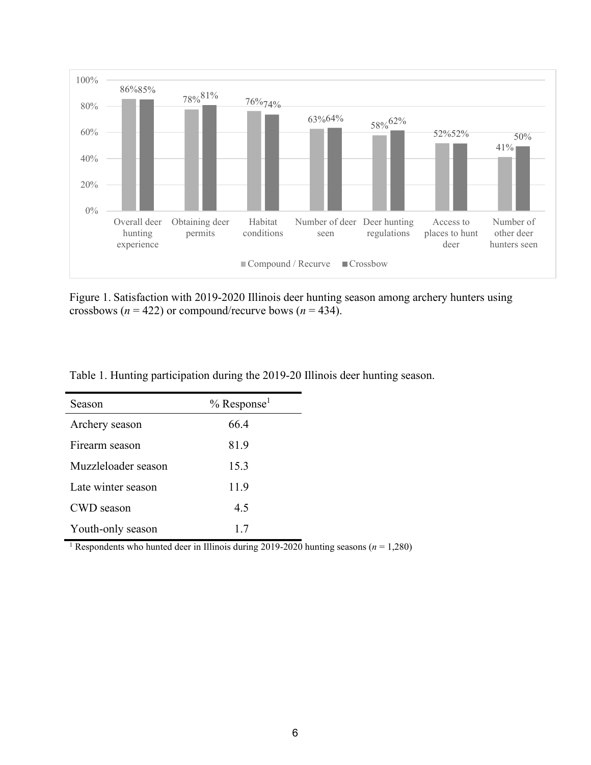| | Overall deer hunting experience | Obtaining deer permits | Habitat conditions | Number of deer seen | Deer hunting regulations | Access to places to hunt deer | Number of other deer hunters seen |
|---|---|---|---|---|---|---|---|
| Compound / Recurve | 86% | 78% | 76% | 63% | 58% | 52% | 41% |
| Crossbow | 85% | 81% | 74% | 64% | 62% | 52% | 50% |

Figure 1. Satisfaction with 2019-2020 Illinois deer hunting season among archery hunters using crossbows ($n = 422$) or compound/recurve bows ($n = 434$).

Table 1. Hunting participation during the 2019-20 Illinois deer hunting season.

| Season | % Response[1] |
|---|---|
| Archery season | 66.4 |
| Firearm season | 81.9 |
| Muzzleloader season | 15.3 |
| Late winter season | 11.9 |
| CWD season | 4.5 |
| Youth-only season | 1.7 |

[1] Respondents who hunted deer in Illinois during 2019-2020 hunting seasons ($n = 1{,}280$)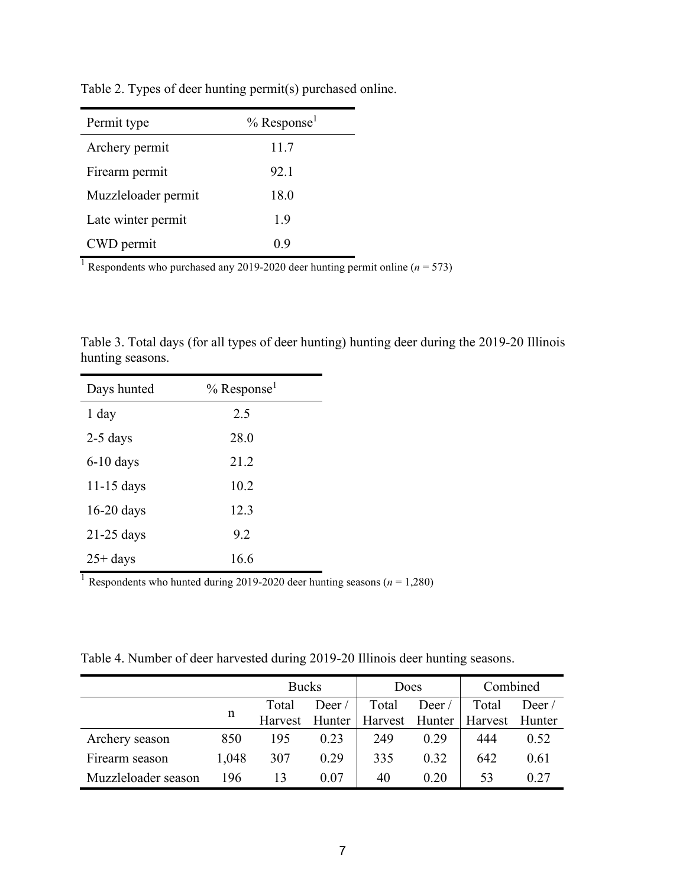Table 2. Types of deer hunting permit(s) purchased online.

| Permit type | % Response[1] |
| --- | --- |
| Archery permit | 11.7 |
| Firearm permit | 92.1 |
| Muzzleloader permit | 18.0 |
| Late winter permit | 1.9 |
| CWD permit | 0.9 |

[1] Respondents who purchased any 2019-2020 deer hunting permit online (*n* = 573)

Table 3. Total days (for all types of deer hunting) hunting deer during the 2019-20 Illinois hunting seasons.

| Days hunted | % Response[1] |
| --- | --- |
| 1 day | 2.5 |
| 2-5 days | 28.0 |
| 6-10 days | 21.2 |
| 11-15 days | 10.2 |
| 16-20 days | 12.3 |
| 21-25 days | 9.2 |
| 25+ days | 16.6 |

[1] Respondents who hunted during 2019-2020 deer hunting seasons (*n* = 1,280)

Table 4. Number of deer harvested during 2019-20 Illinois deer hunting seasons.

| | | Bucks | | Does | | Combined | |
| --- | --- | --- | --- | --- | --- | --- | --- |
| | n | Total Harvest | Deer / Hunter | Total Harvest | Deer / Hunter | Total Harvest | Deer / Hunter |
| Archery season | 850 | 195 | 0.23 | 249 | 0.29 | 444 | 0.52 |
| Firearm season | 1,048 | 307 | 0.29 | 335 | 0.32 | 642 | 0.61 |
| Muzzleloader season | 196 | 13 | 0.07 | 40 | 0.20 | 53 | 0.27 |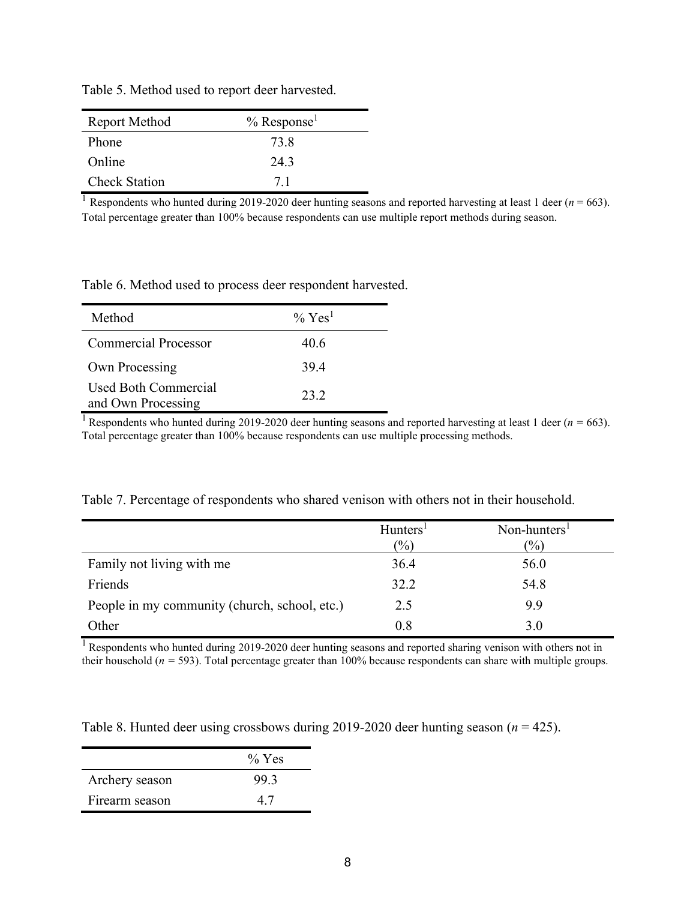Table 5. Method used to report deer harvested.

| Report Method | % Response[1] |
|---|---|
| Phone | 73.8 |
| Online | 24.3 |
| Check Station | 7.1 |

[1] Respondents who hunted during 2019-2020 deer hunting seasons and reported harvesting at least 1 deer ($n$ = 663). Total percentage greater than 100% because respondents can use multiple report methods during season.

Table 6. Method used to process deer respondent harvested.

| Method | % Yes[1] |
|---|---|
| Commercial Processor | 40.6 |
| Own Processing | 39.4 |
| Used Both Commercial and Own Processing | 23.2 |

[1] Respondents who hunted during 2019-2020 deer hunting seasons and reported harvesting at least 1 deer ($n$ = 663). Total percentage greater than 100% because respondents can use multiple processing methods.

Table 7. Percentage of respondents who shared venison with others not in their household.

| | Hunters[1] (%) | Non-hunters[1] (%) |
|---|---|---|
| Family not living with me | 36.4 | 56.0 |
| Friends | 32.2 | 54.8 |
| People in my community (church, school, etc.) | 2.5 | 9.9 |
| Other | 0.8 | 3.0 |

[1] Respondents who hunted during 2019-2020 deer hunting seasons and reported sharing venison with others not in their household ($n$ = 593). Total percentage greater than 100% because respondents can share with multiple groups.

Table 8. Hunted deer using crossbows during 2019-2020 deer hunting season ($n$ = 425).

| | % Yes |
|---|---|
| Archery season | 99.3 |
| Firearm season | 4.7 |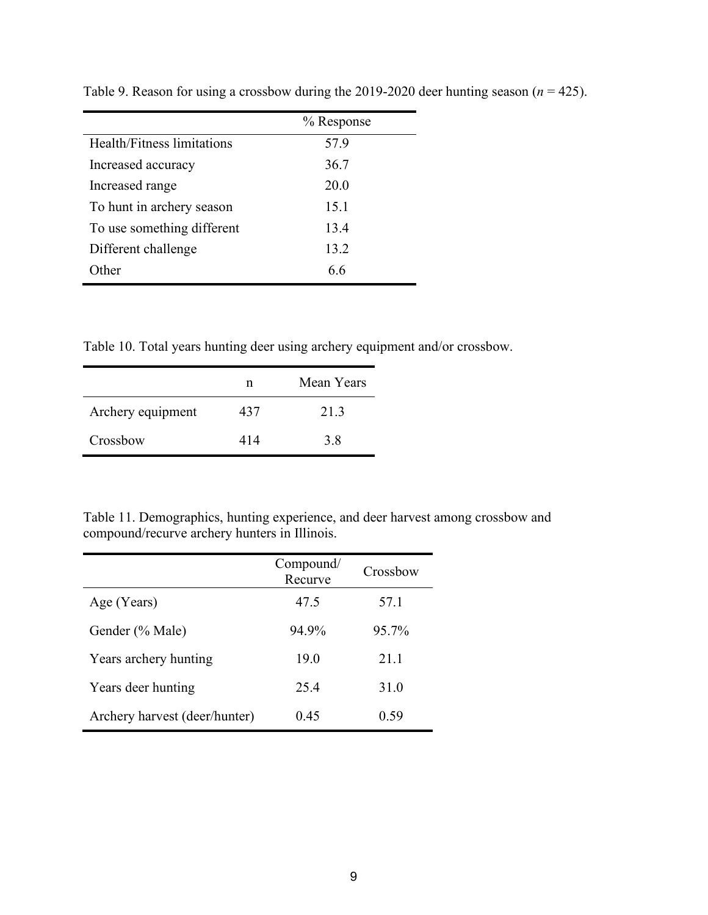Table 9. Reason for using a crossbow during the 2019-2020 deer hunting season (*n* = 425).

| | % Response |
|---|---|
| Health/Fitness limitations | 57.9 |
| Increased accuracy | 36.7 |
| Increased range | 20.0 |
| To hunt in archery season | 15.1 |
| To use something different | 13.4 |
| Different challenge | 13.2 |
| Other | 6.6 |

Table 10. Total years hunting deer using archery equipment and/or crossbow.

| | n | Mean Years |
|---|---|---|
| Archery equipment | 437 | 21.3 |
| Crossbow | 414 | 3.8 |

Table 11. Demographics, hunting experience, and deer harvest among crossbow and compound/recurve archery hunters in Illinois.

| | Compound/ Recurve | Crossbow |
|---|---|---|
| Age (Years) | 47.5 | 57.1 |
| Gender (% Male) | 94.9% | 95.7% |
| Years archery hunting | 19.0 | 21.1 |
| Years deer hunting | 25.4 | 31.0 |
| Archery harvest (deer/hunter) | 0.45 | 0.59 |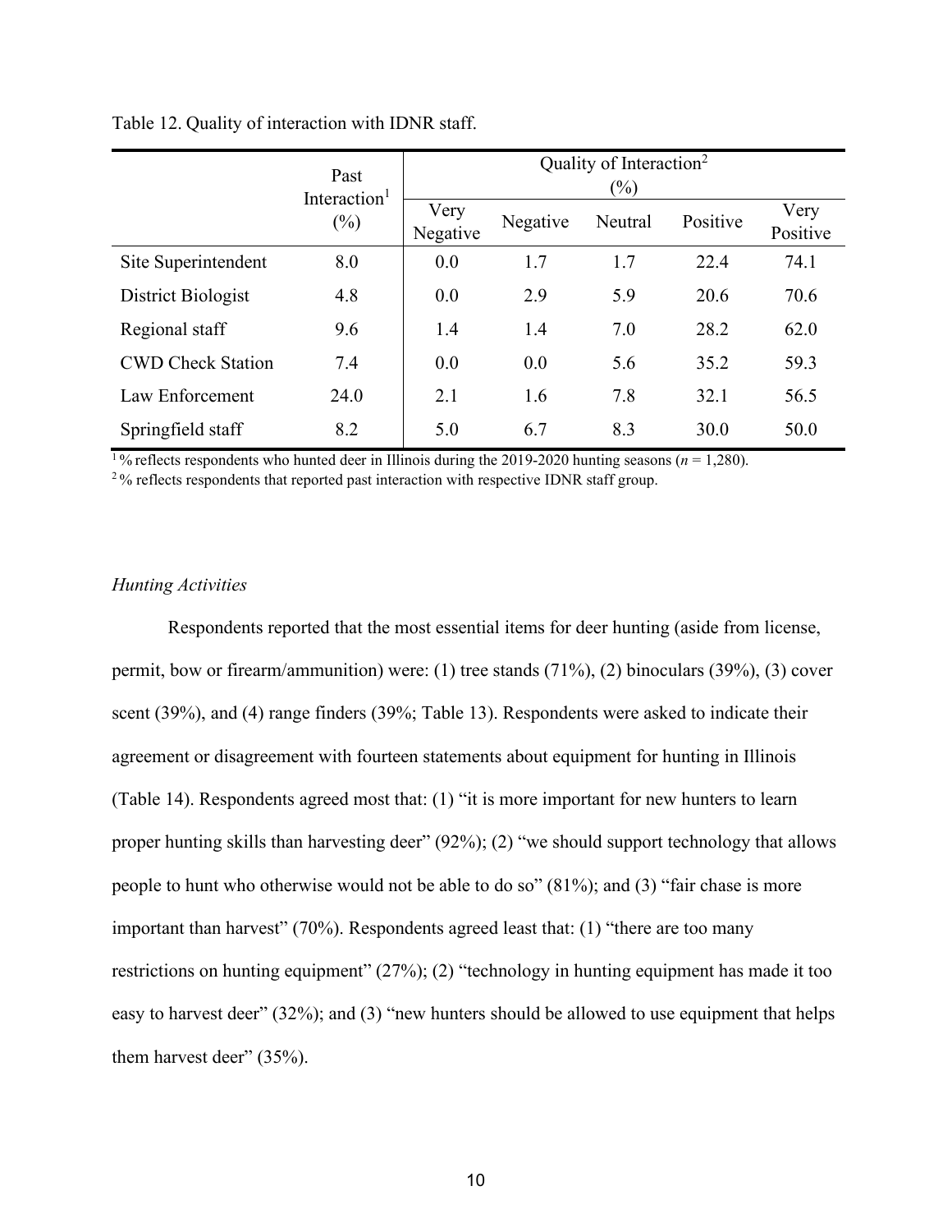Table 12. Quality of interaction with IDNR staff.

| | Past Interaction[1] (%) | Quality of Interaction[2] (%) | | | | |
|---|---|---|---|---|---|---|
| | | Very Negative | Negative | Neutral | Positive | Very Positive |
| Site Superintendent | 8.0 | 0.0 | 1.7 | 1.7 | 22.4 | 74.1 |
| District Biologist | 4.8 | 0.0 | 2.9 | 5.9 | 20.6 | 70.6 |
| Regional staff | 9.6 | 1.4 | 1.4 | 7.0 | 28.2 | 62.0 |
| CWD Check Station | 7.4 | 0.0 | 0.0 | 5.6 | 35.2 | 59.3 |
| Law Enforcement | 24.0 | 2.1 | 1.6 | 7.8 | 32.1 | 56.5 |
| Springfield staff | 8.2 | 5.0 | 6.7 | 8.3 | 30.0 | 50.0 |

[1] % reflects respondents who hunted deer in Illinois during the 2019-2020 hunting seasons ($n$ = 1,280).
[2] % reflects respondents that reported past interaction with respective IDNR staff group.

*Hunting Activities*

Respondents reported that the most essential items for deer hunting (aside from license, permit, bow or firearm/ammunition) were: (1) tree stands (71%), (2) binoculars (39%), (3) cover scent (39%), and (4) range finders (39%; Table 13). Respondents were asked to indicate their agreement or disagreement with fourteen statements about equipment for hunting in Illinois (Table 14). Respondents agreed most that: (1) "it is more important for new hunters to learn proper hunting skills than harvesting deer" (92%); (2) "we should support technology that allows people to hunt who otherwise would not be able to do so" (81%); and (3) "fair chase is more important than harvest" (70%). Respondents agreed least that: (1) "there are too many restrictions on hunting equipment" (27%); (2) "technology in hunting equipment has made it too easy to harvest deer" (32%); and (3) "new hunters should be allowed to use equipment that helps them harvest deer" (35%).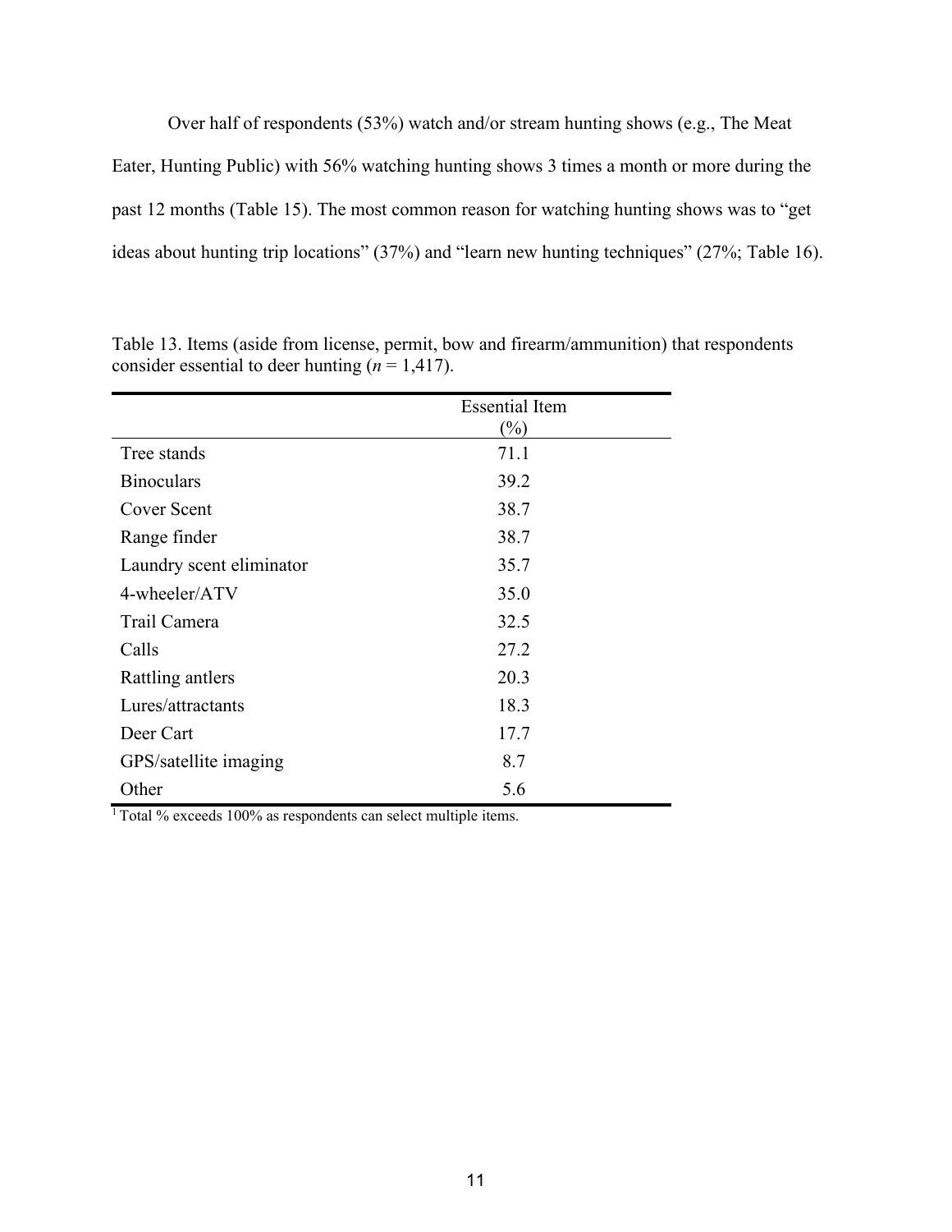Over half of respondents (53%) watch and/or stream hunting shows (e.g., The Meat Eater, Hunting Public) with 56% watching hunting shows 3 times a month or more during the past 12 months (Table 15). The most common reason for watching hunting shows was to "get ideas about hunting trip locations" (37%) and "learn new hunting techniques" (27%; Table 16).

Table 13. Items (aside from license, permit, bow and firearm/ammunition) that respondents consider essential to deer hunting (*n* = 1,417).

| | Essential Item (%) |
|---|---|
| Tree stands | 71.1 |
| Binoculars | 39.2 |
| Cover Scent | 38.7 |
| Range finder | 38.7 |
| Laundry scent eliminator | 35.7 |
| 4-wheeler/ATV | 35.0 |
| Trail Camera | 32.5 |
| Calls | 27.2 |
| Rattling antlers | 20.3 |
| Lures/attractants | 18.3 |
| Deer Cart | 17.7 |
| GPS/satellite imaging | 8.7 |
| Other | 5.6 |

[1] Total % exceeds 100% as respondents can select multiple items.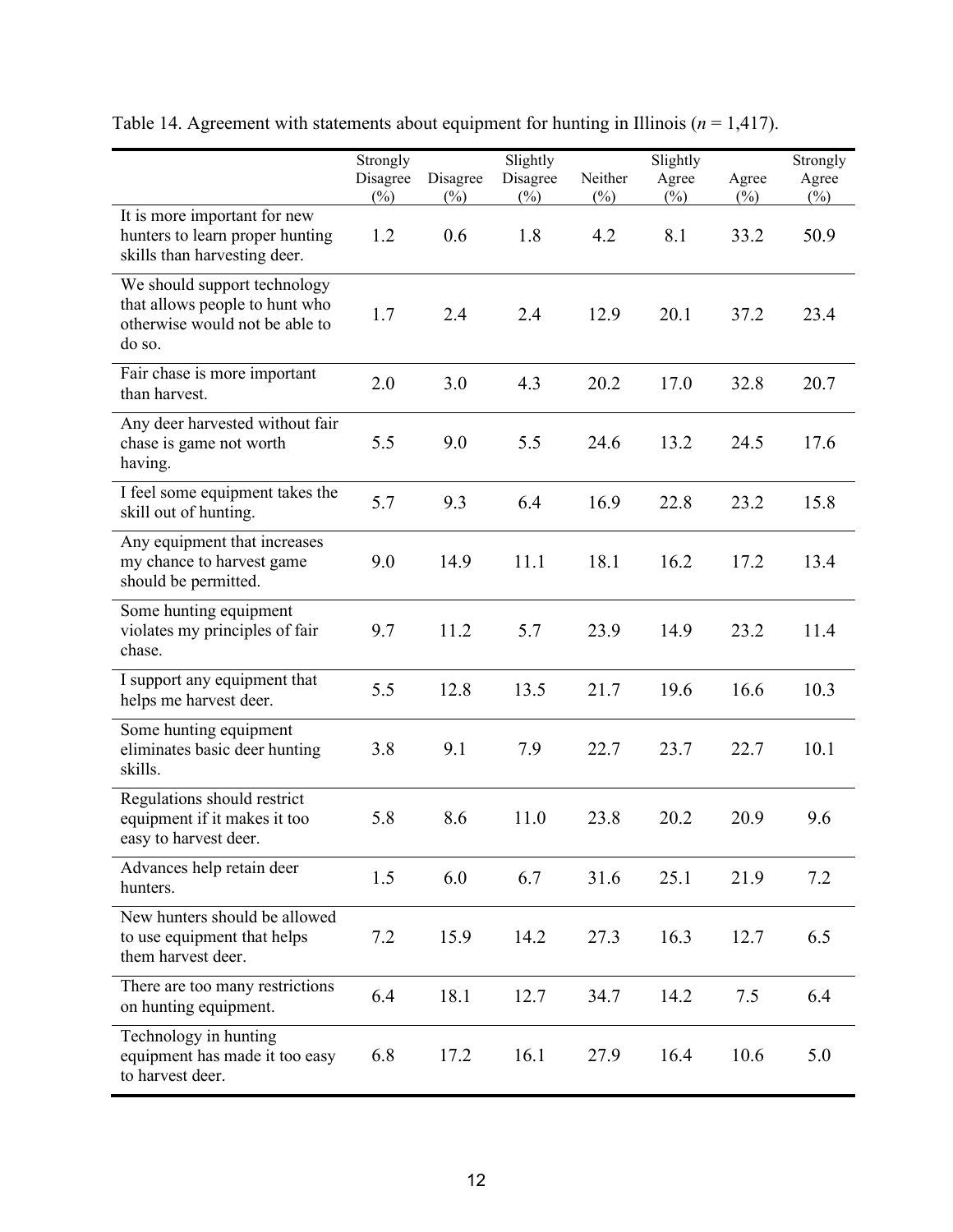Table 14. Agreement with statements about equipment for hunting in Illinois (*n* = 1,417).

| | Strongly Disagree (%) | Disagree (%) | Slightly Disagree (%) | Neither (%) | Slightly Agree (%) | Agree (%) | Strongly Agree (%) |
|---|---|---|---|---|---|---|---|
| It is more important for new hunters to learn proper hunting skills than harvesting deer. | 1.2 | 0.6 | 1.8 | 4.2 | 8.1 | 33.2 | 50.9 |
| We should support technology that allows people to hunt who otherwise would not be able to do so. | 1.7 | 2.4 | 2.4 | 12.9 | 20.1 | 37.2 | 23.4 |
| Fair chase is more important than harvest. | 2.0 | 3.0 | 4.3 | 20.2 | 17.0 | 32.8 | 20.7 |
| Any deer harvested without fair chase is game not worth having. | 5.5 | 9.0 | 5.5 | 24.6 | 13.2 | 24.5 | 17.6 |
| I feel some equipment takes the skill out of hunting. | 5.7 | 9.3 | 6.4 | 16.9 | 22.8 | 23.2 | 15.8 |
| Any equipment that increases my chance to harvest game should be permitted. | 9.0 | 14.9 | 11.1 | 18.1 | 16.2 | 17.2 | 13.4 |
| Some hunting equipment violates my principles of fair chase. | 9.7 | 11.2 | 5.7 | 23.9 | 14.9 | 23.2 | 11.4 |
| I support any equipment that helps me harvest deer. | 5.5 | 12.8 | 13.5 | 21.7 | 19.6 | 16.6 | 10.3 |
| Some hunting equipment eliminates basic deer hunting skills. | 3.8 | 9.1 | 7.9 | 22.7 | 23.7 | 22.7 | 10.1 |
| Regulations should restrict equipment if it makes it too easy to harvest deer. | 5.8 | 8.6 | 11.0 | 23.8 | 20.2 | 20.9 | 9.6 |
| Advances help retain deer hunters. | 1.5 | 6.0 | 6.7 | 31.6 | 25.1 | 21.9 | 7.2 |
| New hunters should be allowed to use equipment that helps them harvest deer. | 7.2 | 15.9 | 14.2 | 27.3 | 16.3 | 12.7 | 6.5 |
| There are too many restrictions on hunting equipment. | 6.4 | 18.1 | 12.7 | 34.7 | 14.2 | 7.5 | 6.4 |
| Technology in hunting equipment has made it too easy to harvest deer. | 6.8 | 17.2 | 16.1 | 27.9 | 16.4 | 10.6 | 5.0 |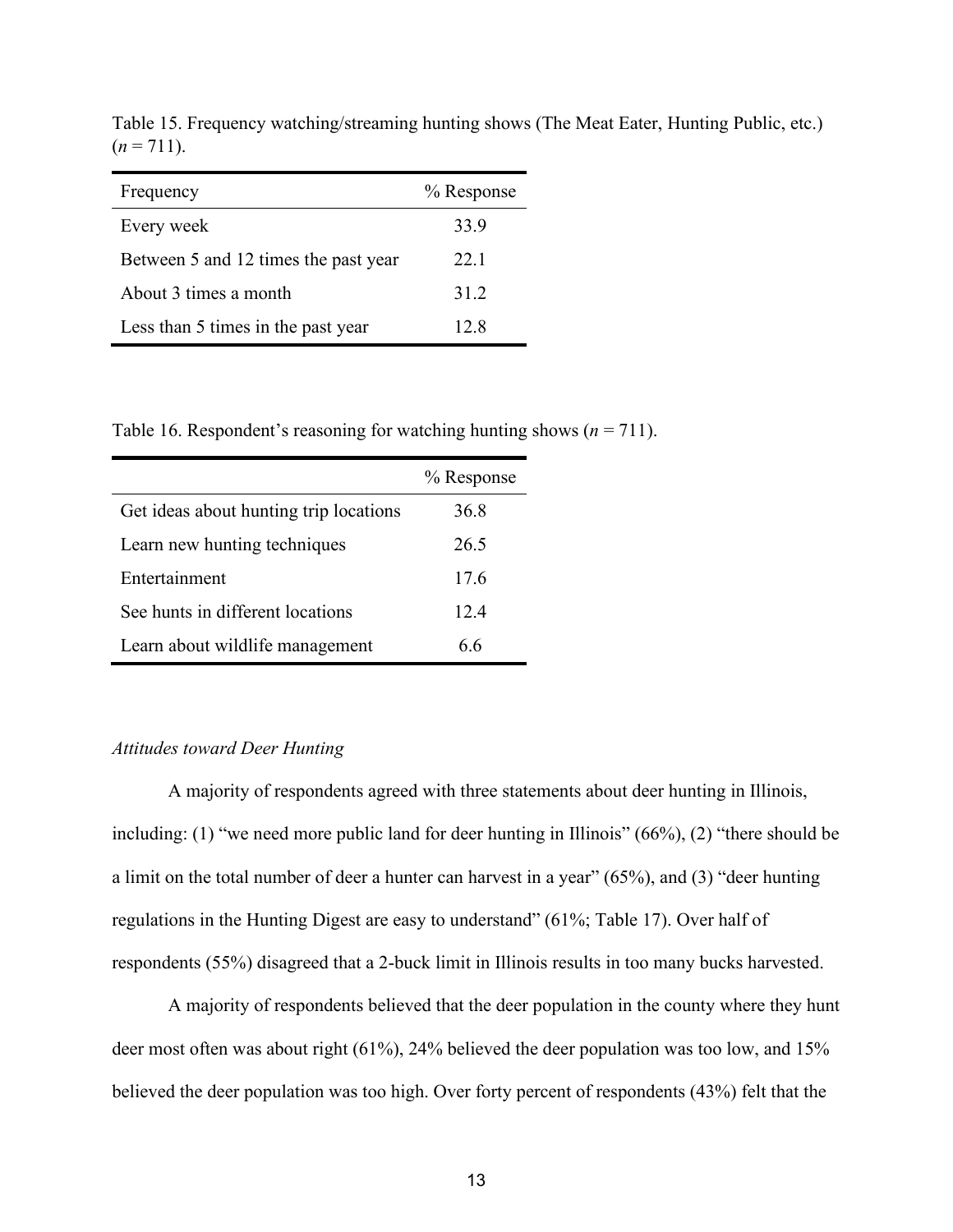Table 15. Frequency watching/streaming hunting shows (The Meat Eater, Hunting Public, etc.) (*n* = 711).

| Frequency | % Response |
|---|---|
| Every week | 33.9 |
| Between 5 and 12 times the past year | 22.1 |
| About 3 times a month | 31.2 |
| Less than 5 times in the past year | 12.8 |

Table 16. Respondent's reasoning for watching hunting shows (*n* = 711).

| | % Response |
|---|---|
| Get ideas about hunting trip locations | 36.8 |
| Learn new hunting techniques | 26.5 |
| Entertainment | 17.6 |
| See hunts in different locations | 12.4 |
| Learn about wildlife management | 6.6 |

*Attitudes toward Deer Hunting*

A majority of respondents agreed with three statements about deer hunting in Illinois, including: (1) "we need more public land for deer hunting in Illinois" (66%), (2) "there should be a limit on the total number of deer a hunter can harvest in a year" (65%), and (3) "deer hunting regulations in the Hunting Digest are easy to understand" (61%; Table 17). Over half of respondents (55%) disagreed that a 2-buck limit in Illinois results in too many bucks harvested.

A majority of respondents believed that the deer population in the county where they hunt deer most often was about right (61%), 24% believed the deer population was too low, and 15% believed the deer population was too high. Over forty percent of respondents (43%) felt that the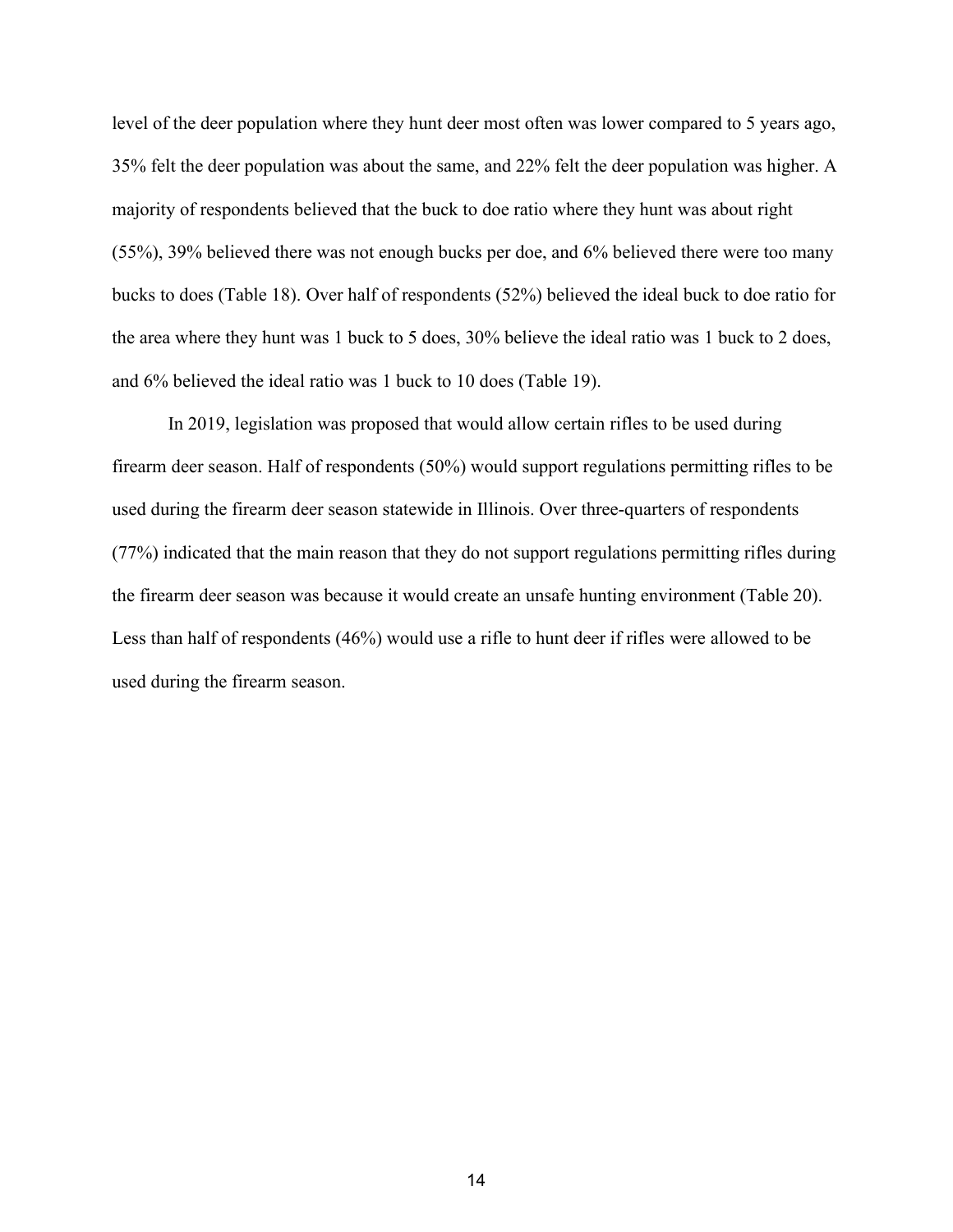level of the deer population where they hunt deer most often was lower compared to 5 years ago, 35% felt the deer population was about the same, and 22% felt the deer population was higher. A majority of respondents believed that the buck to doe ratio where they hunt was about right (55%), 39% believed there was not enough bucks per doe, and 6% believed there were too many bucks to does (Table 18). Over half of respondents (52%) believed the ideal buck to doe ratio for the area where they hunt was 1 buck to 5 does, 30% believe the ideal ratio was 1 buck to 2 does, and 6% believed the ideal ratio was 1 buck to 10 does (Table 19).

In 2019, legislation was proposed that would allow certain rifles to be used during firearm deer season. Half of respondents (50%) would support regulations permitting rifles to be used during the firearm deer season statewide in Illinois. Over three-quarters of respondents (77%) indicated that the main reason that they do not support regulations permitting rifles during the firearm deer season was because it would create an unsafe hunting environment (Table 20). Less than half of respondents (46%) would use a rifle to hunt deer if rifles were allowed to be used during the firearm season.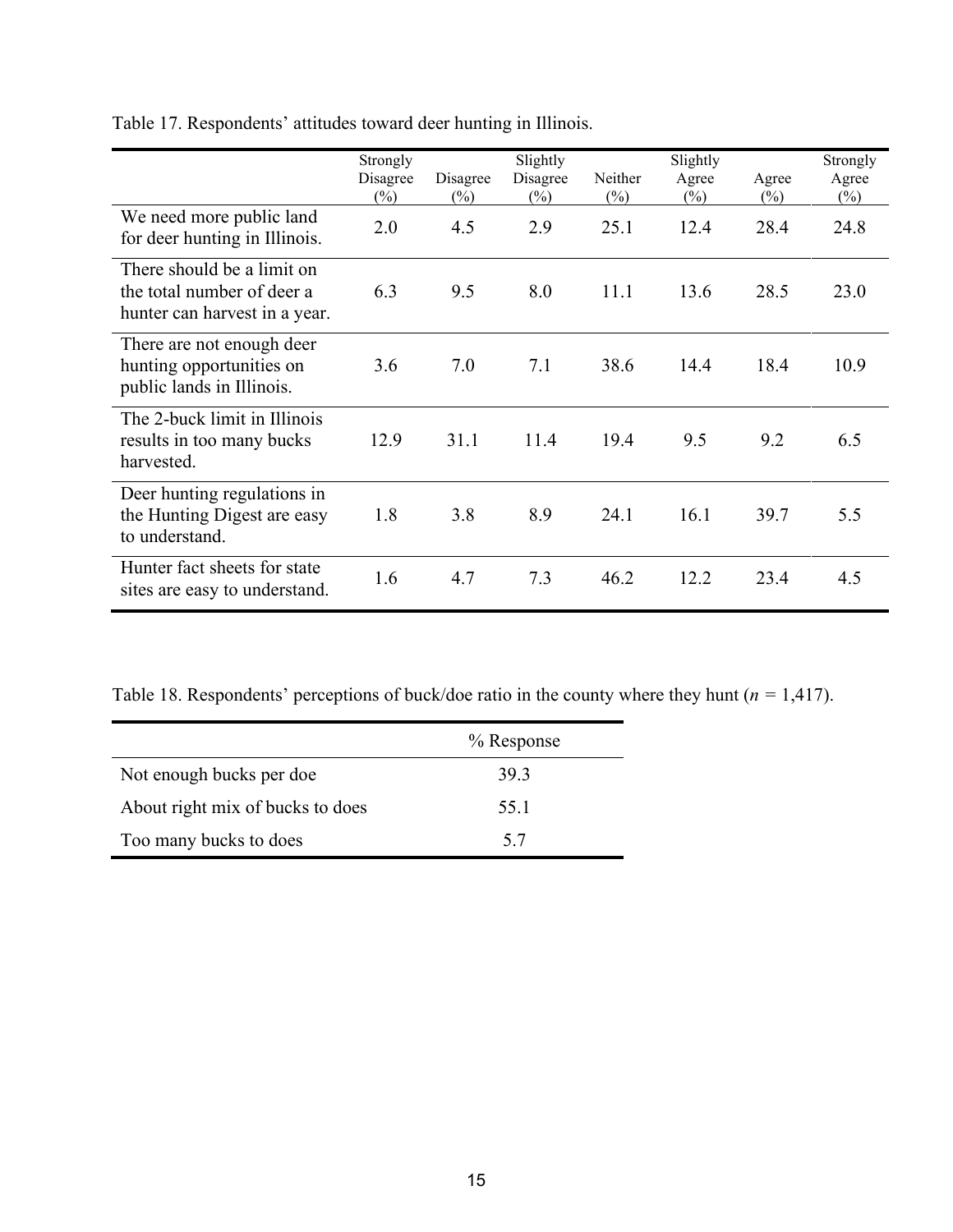Table 17. Respondents' attitudes toward deer hunting in Illinois.

| | Strongly Disagree (%) | Disagree (%) | Slightly Disagree (%) | Neither (%) | Slightly Agree (%) | Agree (%) | Strongly Agree (%) |
|---|---|---|---|---|---|---|---|
| We need more public land for deer hunting in Illinois. | 2.0 | 4.5 | 2.9 | 25.1 | 12.4 | 28.4 | 24.8 |
| There should be a limit on the total number of deer a hunter can harvest in a year. | 6.3 | 9.5 | 8.0 | 11.1 | 13.6 | 28.5 | 23.0 |
| There are not enough deer hunting opportunities on public lands in Illinois. | 3.6 | 7.0 | 7.1 | 38.6 | 14.4 | 18.4 | 10.9 |
| The 2-buck limit in Illinois results in too many bucks harvested. | 12.9 | 31.1 | 11.4 | 19.4 | 9.5 | 9.2 | 6.5 |
| Deer hunting regulations in the Hunting Digest are easy to understand. | 1.8 | 3.8 | 8.9 | 24.1 | 16.1 | 39.7 | 5.5 |
| Hunter fact sheets for state sites are easy to understand. | 1.6 | 4.7 | 7.3 | 46.2 | 12.2 | 23.4 | 4.5 |

Table 18. Respondents' perceptions of buck/doe ratio in the county where they hunt ($n$ = 1,417).

| | % Response |
|---|---|
| Not enough bucks per doe | 39.3 |
| About right mix of bucks to does | 55.1 |
| Too many bucks to does | 5.7 |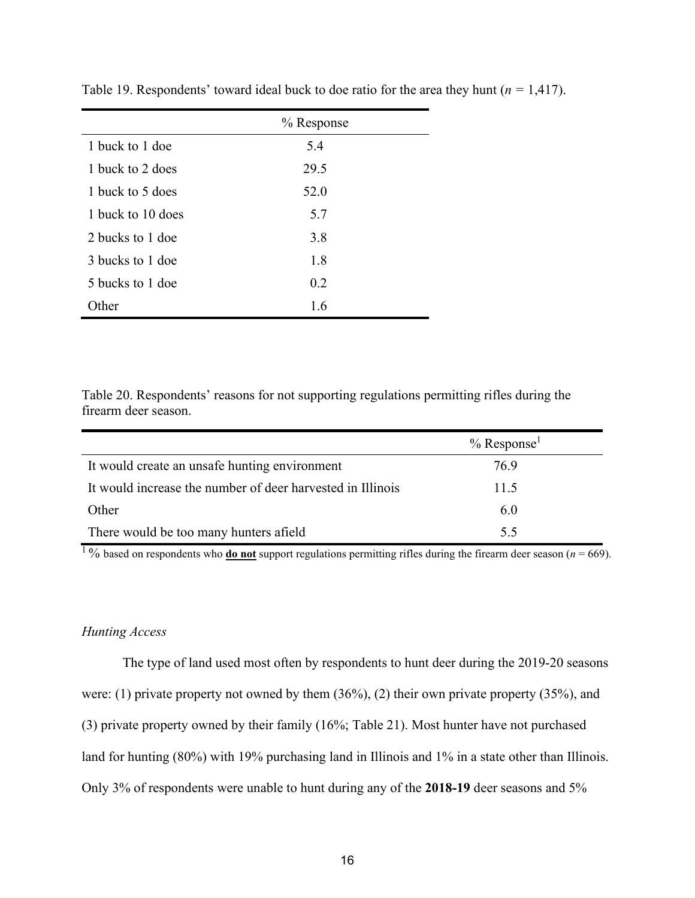Table 19. Respondents' toward ideal buck to doe ratio for the area they hunt (*n* = 1,417).

| | % Response |
|---|---|
| 1 buck to 1 doe | 5.4 |
| 1 buck to 2 does | 29.5 |
| 1 buck to 5 does | 52.0 |
| 1 buck to 10 does | 5.7 |
| 2 bucks to 1 doe | 3.8 |
| 3 bucks to 1 doe | 1.8 |
| 5 bucks to 1 doe | 0.2 |
| Other | 1.6 |

Table 20. Respondents' reasons for not supporting regulations permitting rifles during the firearm deer season.

| | % Response[1] |
|---|---|
| It would create an unsafe hunting environment | 76.9 |
| It would increase the number of deer harvested in Illinois | 11.5 |
| Other | 6.0 |
| There would be too many hunters afield | 5.5 |

[1] % based on respondents who **do not** support regulations permitting rifles during the firearm deer season (*n* = 669).

*Hunting Access*

The type of land used most often by respondents to hunt deer during the 2019-20 seasons were: (1) private property not owned by them (36%), (2) their own private property (35%), and (3) private property owned by their family (16%; Table 21). Most hunter have not purchased land for hunting (80%) with 19% purchasing land in Illinois and 1% in a state other than Illinois. Only 3% of respondents were unable to hunt during any of the **2018-19** deer seasons and 5%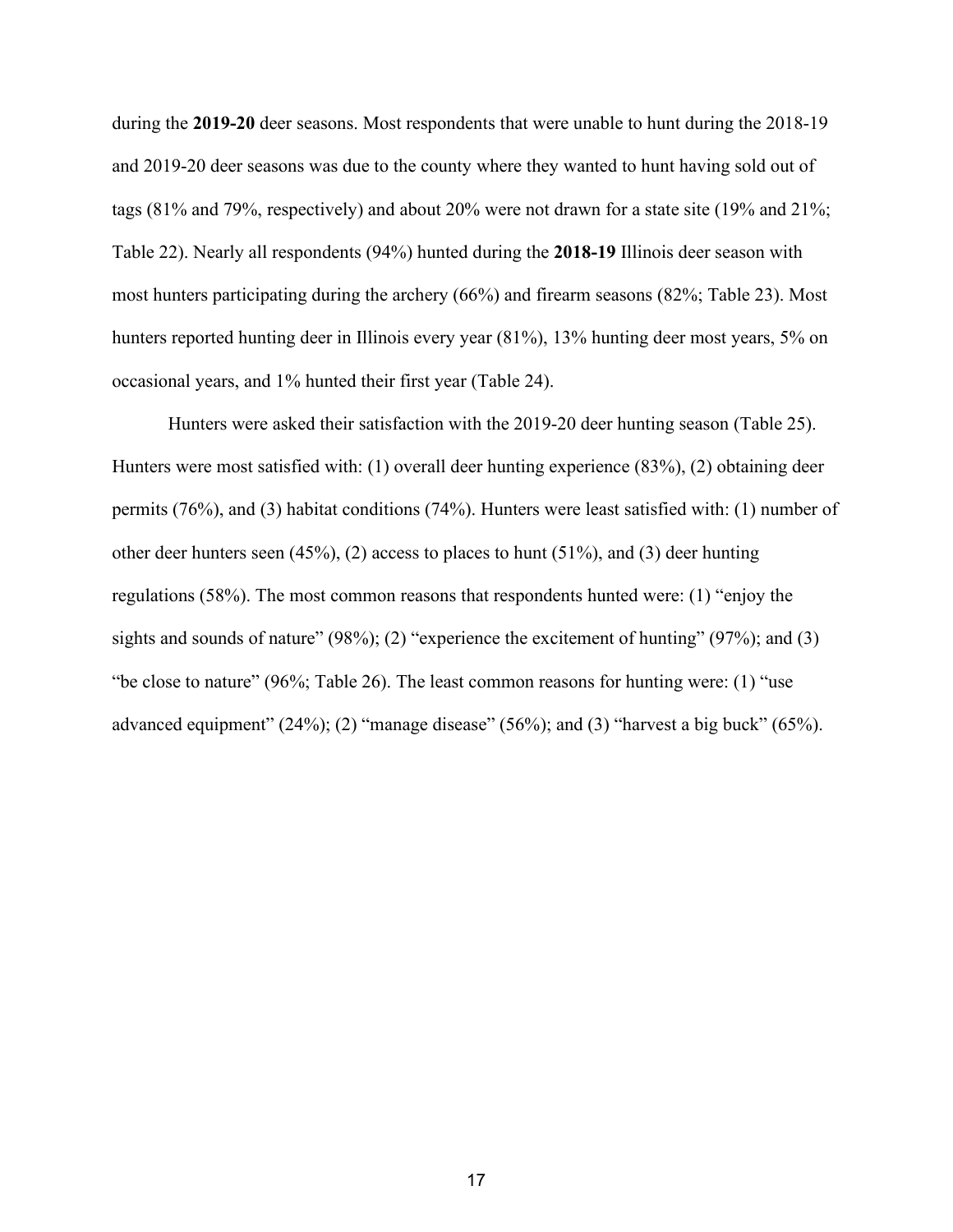during the **2019-20** deer seasons. Most respondents that were unable to hunt during the 2018-19 and 2019-20 deer seasons was due to the county where they wanted to hunt having sold out of tags (81% and 79%, respectively) and about 20% were not drawn for a state site (19% and 21%; Table 22). Nearly all respondents (94%) hunted during the **2018-19** Illinois deer season with most hunters participating during the archery (66%) and firearm seasons (82%; Table 23). Most hunters reported hunting deer in Illinois every year (81%), 13% hunting deer most years, 5% on occasional years, and 1% hunted their first year (Table 24).

Hunters were asked their satisfaction with the 2019-20 deer hunting season (Table 25). Hunters were most satisfied with: (1) overall deer hunting experience (83%), (2) obtaining deer permits (76%), and (3) habitat conditions (74%). Hunters were least satisfied with: (1) number of other deer hunters seen (45%), (2) access to places to hunt (51%), and (3) deer hunting regulations (58%). The most common reasons that respondents hunted were: (1) "enjoy the sights and sounds of nature" (98%); (2) "experience the excitement of hunting" (97%); and (3) "be close to nature" (96%; Table 26). The least common reasons for hunting were: (1) "use advanced equipment" (24%); (2) "manage disease" (56%); and (3) "harvest a big buck" (65%).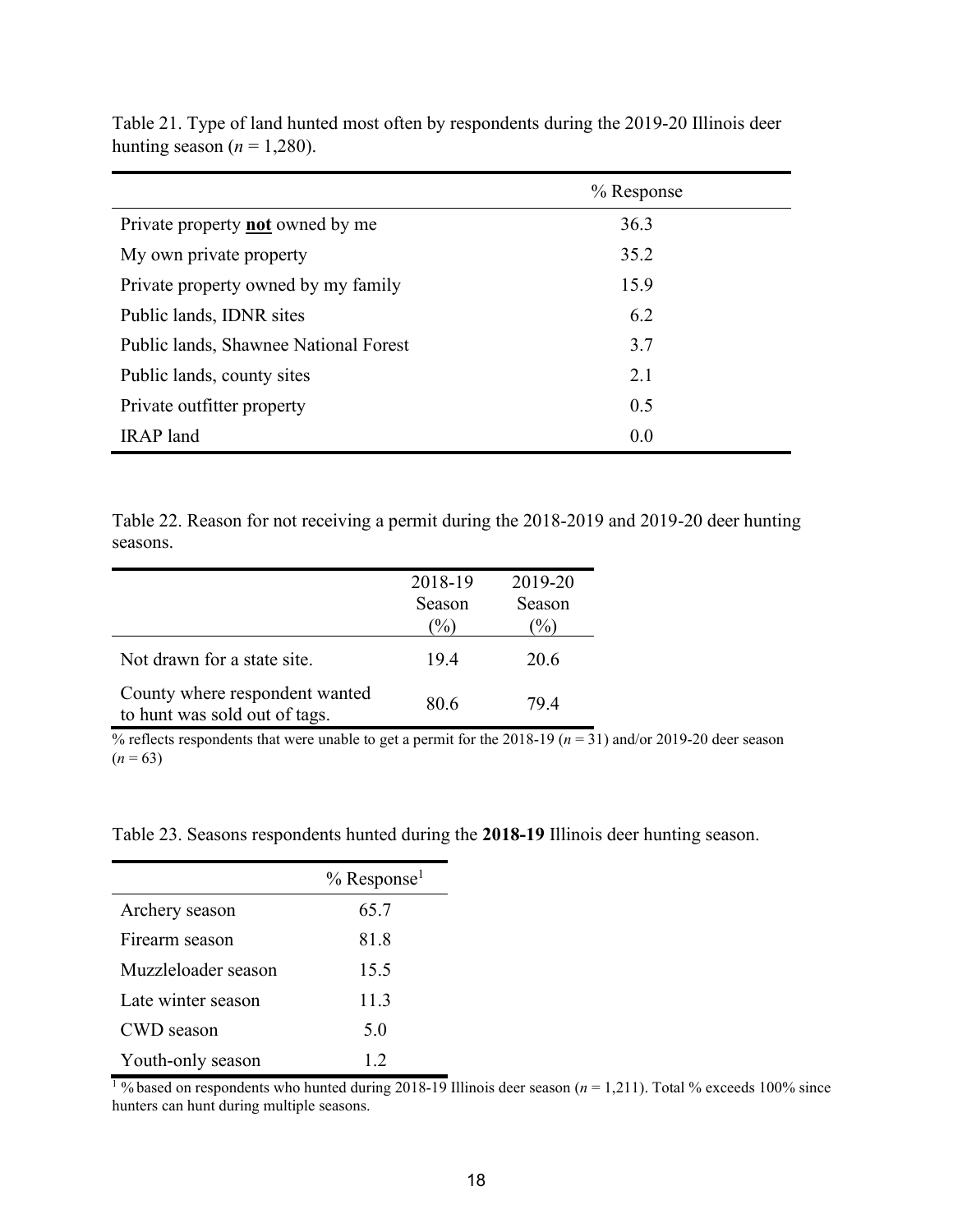Table 21. Type of land hunted most often by respondents during the 2019-20 Illinois deer hunting season (*n* = 1,280).

| | % Response |
|---|---|
| Private property **not** owned by me | 36.3 |
| My own private property | 35.2 |
| Private property owned by my family | 15.9 |
| Public lands, IDNR sites | 6.2 |
| Public lands, Shawnee National Forest | 3.7 |
| Public lands, county sites | 2.1 |
| Private outfitter property | 0.5 |
| IRAP land | 0.0 |

Table 22. Reason for not receiving a permit during the 2018-2019 and 2019-20 deer hunting seasons.

| | 2018-19 Season (%) | 2019-20 Season (%) |
|---|---|---|
| Not drawn for a state site. | 19.4 | 20.6 |
| County where respondent wanted to hunt was sold out of tags. | 80.6 | 79.4 |

% reflects respondents that were unable to get a permit for the 2018-19 (*n* = 31) and/or 2019-20 deer season (*n* = 63)

Table 23. Seasons respondents hunted during the **2018-19** Illinois deer hunting season.

| | % Response[1] |
|---|---|
| Archery season | 65.7 |
| Firearm season | 81.8 |
| Muzzleloader season | 15.5 |
| Late winter season | 11.3 |
| CWD season | 5.0 |
| Youth-only season | 1.2 |

[1] % based on respondents who hunted during 2018-19 Illinois deer season (*n* = 1,211). Total % exceeds 100% since hunters can hunt during multiple seasons.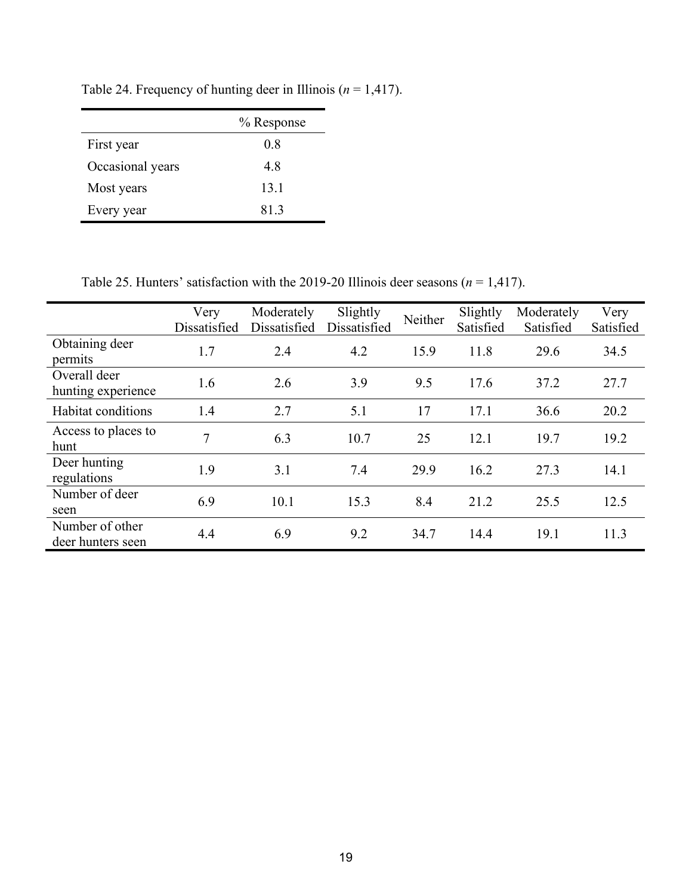Table 24. Frequency of hunting deer in Illinois (*n* = 1,417).

| | % Response |
|---|---|
| First year | 0.8 |
| Occasional years | 4.8 |
| Most years | 13.1 |
| Every year | 81.3 |

Table 25. Hunters' satisfaction with the 2019-20 Illinois deer seasons (*n* = 1,417).

| | Very Dissatisfied | Moderately Dissatisfied | Slightly Dissatisfied | Neither | Slightly Satisfied | Moderately Satisfied | Very Satisfied |
|---|---|---|---|---|---|---|---|
| Obtaining deer permits | 1.7 | 2.4 | 4.2 | 15.9 | 11.8 | 29.6 | 34.5 |
| Overall deer hunting experience | 1.6 | 2.6 | 3.9 | 9.5 | 17.6 | 37.2 | 27.7 |
| Habitat conditions | 1.4 | 2.7 | 5.1 | 17 | 17.1 | 36.6 | 20.2 |
| Access to places to hunt | 7 | 6.3 | 10.7 | 25 | 12.1 | 19.7 | 19.2 |
| Deer hunting regulations | 1.9 | 3.1 | 7.4 | 29.9 | 16.2 | 27.3 | 14.1 |
| Number of deer seen | 6.9 | 10.1 | 15.3 | 8.4 | 21.2 | 25.5 | 12.5 |
| Number of other deer hunters seen | 4.4 | 6.9 | 9.2 | 34.7 | 14.4 | 19.1 | 11.3 |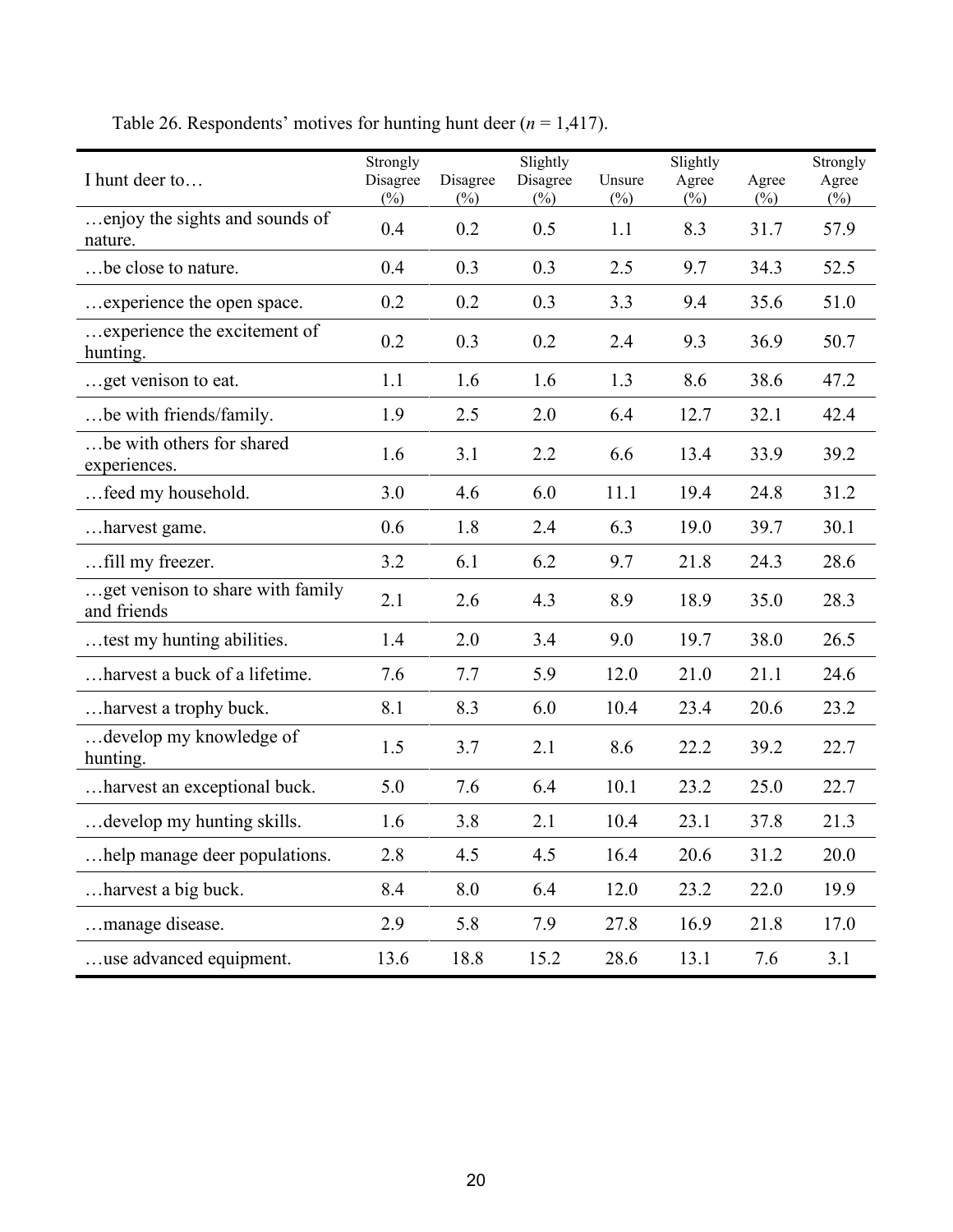Table 26. Respondents' motives for hunting hunt deer (*n* = 1,417).

| I hunt deer to… | Strongly Disagree (%) | Disagree (%) | Slightly Disagree (%) | Unsure (%) | Slightly Agree (%) | Agree (%) | Strongly Agree (%) |
|---|---|---|---|---|---|---|---|
| …enjoy the sights and sounds of nature. | 0.4 | 0.2 | 0.5 | 1.1 | 8.3 | 31.7 | 57.9 |
| …be close to nature. | 0.4 | 0.3 | 0.3 | 2.5 | 9.7 | 34.3 | 52.5 |
| …experience the open space. | 0.2 | 0.2 | 0.3 | 3.3 | 9.4 | 35.6 | 51.0 |
| …experience the excitement of hunting. | 0.2 | 0.3 | 0.2 | 2.4 | 9.3 | 36.9 | 50.7 |
| …get venison to eat. | 1.1 | 1.6 | 1.6 | 1.3 | 8.6 | 38.6 | 47.2 |
| …be with friends/family. | 1.9 | 2.5 | 2.0 | 6.4 | 12.7 | 32.1 | 42.4 |
| …be with others for shared experiences. | 1.6 | 3.1 | 2.2 | 6.6 | 13.4 | 33.9 | 39.2 |
| …feed my household. | 3.0 | 4.6 | 6.0 | 11.1 | 19.4 | 24.8 | 31.2 |
| …harvest game. | 0.6 | 1.8 | 2.4 | 6.3 | 19.0 | 39.7 | 30.1 |
| …fill my freezer. | 3.2 | 6.1 | 6.2 | 9.7 | 21.8 | 24.3 | 28.6 |
| …get venison to share with family and friends | 2.1 | 2.6 | 4.3 | 8.9 | 18.9 | 35.0 | 28.3 |
| …test my hunting abilities. | 1.4 | 2.0 | 3.4 | 9.0 | 19.7 | 38.0 | 26.5 |
| …harvest a buck of a lifetime. | 7.6 | 7.7 | 5.9 | 12.0 | 21.0 | 21.1 | 24.6 |
| …harvest a trophy buck. | 8.1 | 8.3 | 6.0 | 10.4 | 23.4 | 20.6 | 23.2 |
| …develop my knowledge of hunting. | 1.5 | 3.7 | 2.1 | 8.6 | 22.2 | 39.2 | 22.7 |
| …harvest an exceptional buck. | 5.0 | 7.6 | 6.4 | 10.1 | 23.2 | 25.0 | 22.7 |
| …develop my hunting skills. | 1.6 | 3.8 | 2.1 | 10.4 | 23.1 | 37.8 | 21.3 |
| …help manage deer populations. | 2.8 | 4.5 | 4.5 | 16.4 | 20.6 | 31.2 | 20.0 |
| …harvest a big buck. | 8.4 | 8.0 | 6.4 | 12.0 | 23.2 | 22.0 | 19.9 |
| …manage disease. | 2.9 | 5.8 | 7.9 | 27.8 | 16.9 | 21.8 | 17.0 |
| …use advanced equipment. | 13.6 | 18.8 | 15.2 | 28.6 | 13.1 | 7.6 | 3.1 |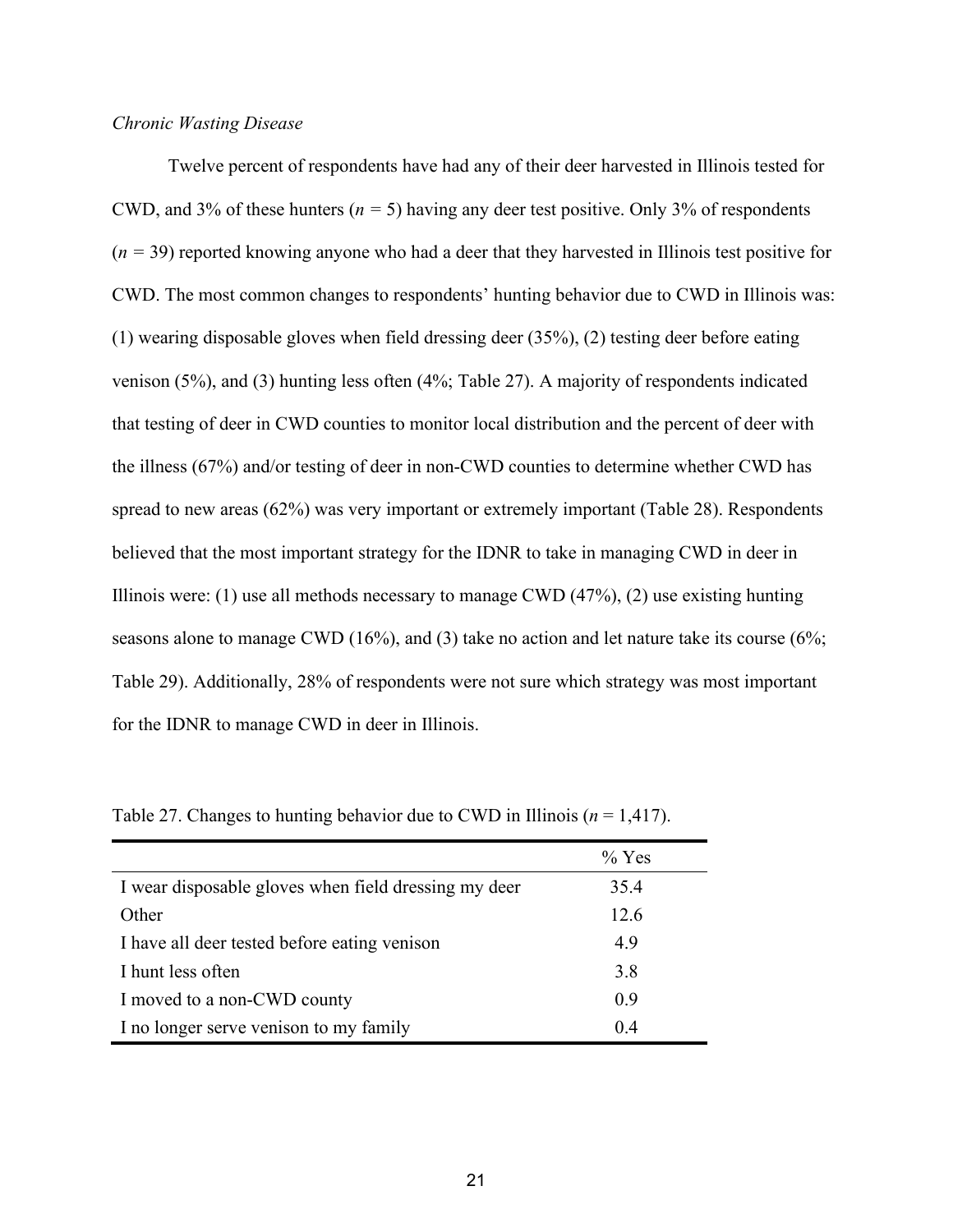*Chronic Wasting Disease*

Twelve percent of respondents have had any of their deer harvested in Illinois tested for CWD, and 3% of these hunters ($n$ = 5) having any deer test positive. Only 3% of respondents ($n$ = 39) reported knowing anyone who had a deer that they harvested in Illinois test positive for CWD. The most common changes to respondents' hunting behavior due to CWD in Illinois was: (1) wearing disposable gloves when field dressing deer (35%), (2) testing deer before eating venison (5%), and (3) hunting less often (4%; Table 27). A majority of respondents indicated that testing of deer in CWD counties to monitor local distribution and the percent of deer with the illness (67%) and/or testing of deer in non-CWD counties to determine whether CWD has spread to new areas (62%) was very important or extremely important (Table 28). Respondents believed that the most important strategy for the IDNR to take in managing CWD in deer in Illinois were: (1) use all methods necessary to manage CWD (47%), (2) use existing hunting seasons alone to manage CWD (16%), and (3) take no action and let nature take its course (6%; Table 29). Additionally, 28% of respondents were not sure which strategy was most important for the IDNR to manage CWD in deer in Illinois.

Table 27. Changes to hunting behavior due to CWD in Illinois ($n$ = 1,417).

| | % Yes |
|---|---|
| I wear disposable gloves when field dressing my deer | 35.4 |
| Other | 12.6 |
| I have all deer tested before eating venison | 4.9 |
| I hunt less often | 3.8 |
| I moved to a non-CWD county | 0.9 |
| I no longer serve venison to my family | 0.4 |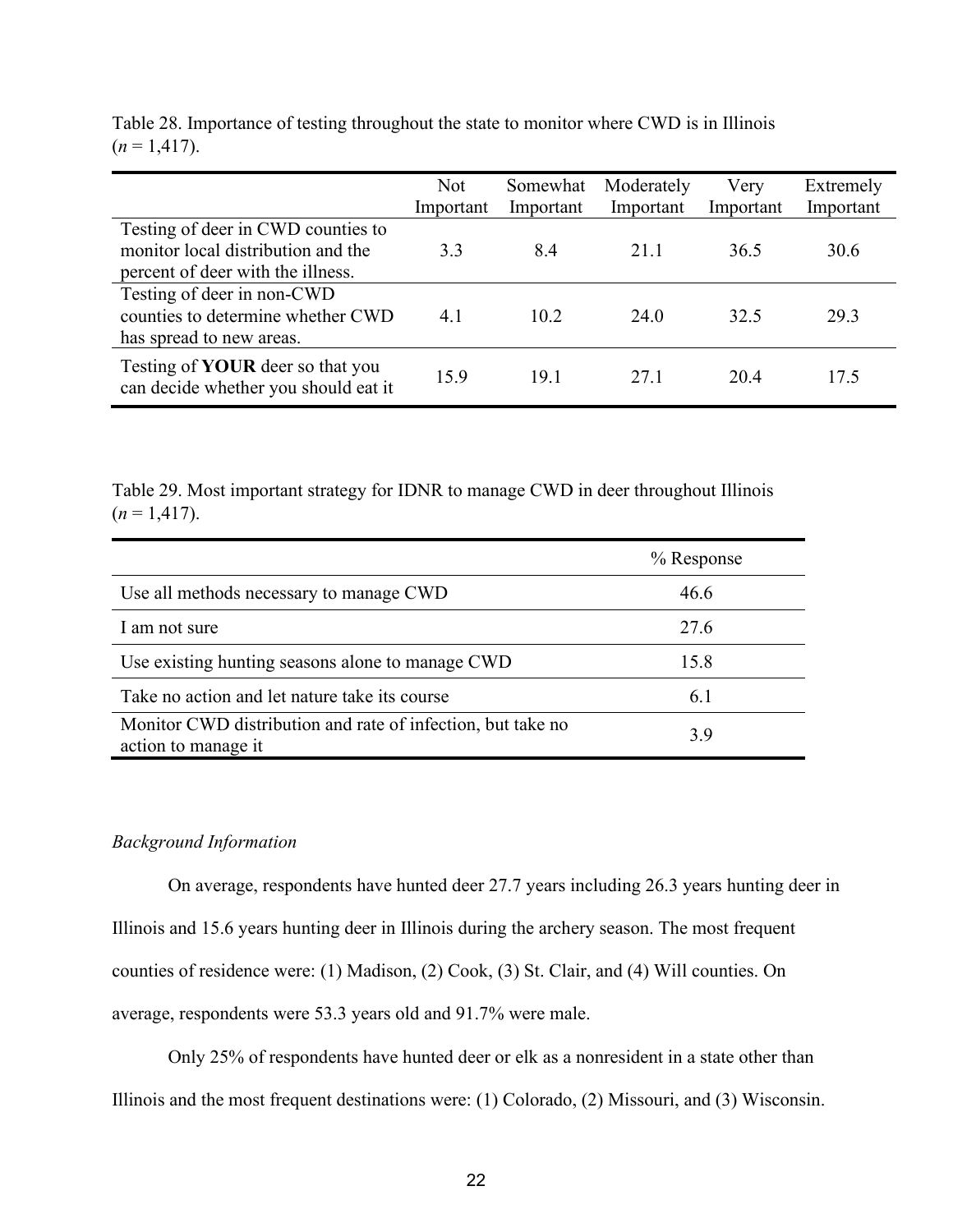Table 28. Importance of testing throughout the state to monitor where CWD is in Illinois ($n$ = 1,417).

| | Not Important | Somewhat Important | Moderately Important | Very Important | Extremely Important |
|---|---|---|---|---|---|
| Testing of deer in CWD counties to monitor local distribution and the percent of deer with the illness. | 3.3 | 8.4 | 21.1 | 36.5 | 30.6 |
| Testing of deer in non-CWD counties to determine whether CWD has spread to new areas. | 4.1 | 10.2 | 24.0 | 32.5 | 29.3 |
| Testing of **YOUR** deer so that you can decide whether you should eat it | 15.9 | 19.1 | 27.1 | 20.4 | 17.5 |

Table 29. Most important strategy for IDNR to manage CWD in deer throughout Illinois ($n$ = 1,417).

| | % Response |
|---|---|
| Use all methods necessary to manage CWD | 46.6 |
| I am not sure | 27.6 |
| Use existing hunting seasons alone to manage CWD | 15.8 |
| Take no action and let nature take its course | 6.1 |
| Monitor CWD distribution and rate of infection, but take no action to manage it | 3.9 |

*Background Information*

On average, respondents have hunted deer 27.7 years including 26.3 years hunting deer in Illinois and 15.6 years hunting deer in Illinois during the archery season. The most frequent counties of residence were: (1) Madison, (2) Cook, (3) St. Clair, and (4) Will counties. On average, respondents were 53.3 years old and 91.7% were male.

Only 25% of respondents have hunted deer or elk as a nonresident in a state other than Illinois and the most frequent destinations were: (1) Colorado, (2) Missouri, and (3) Wisconsin.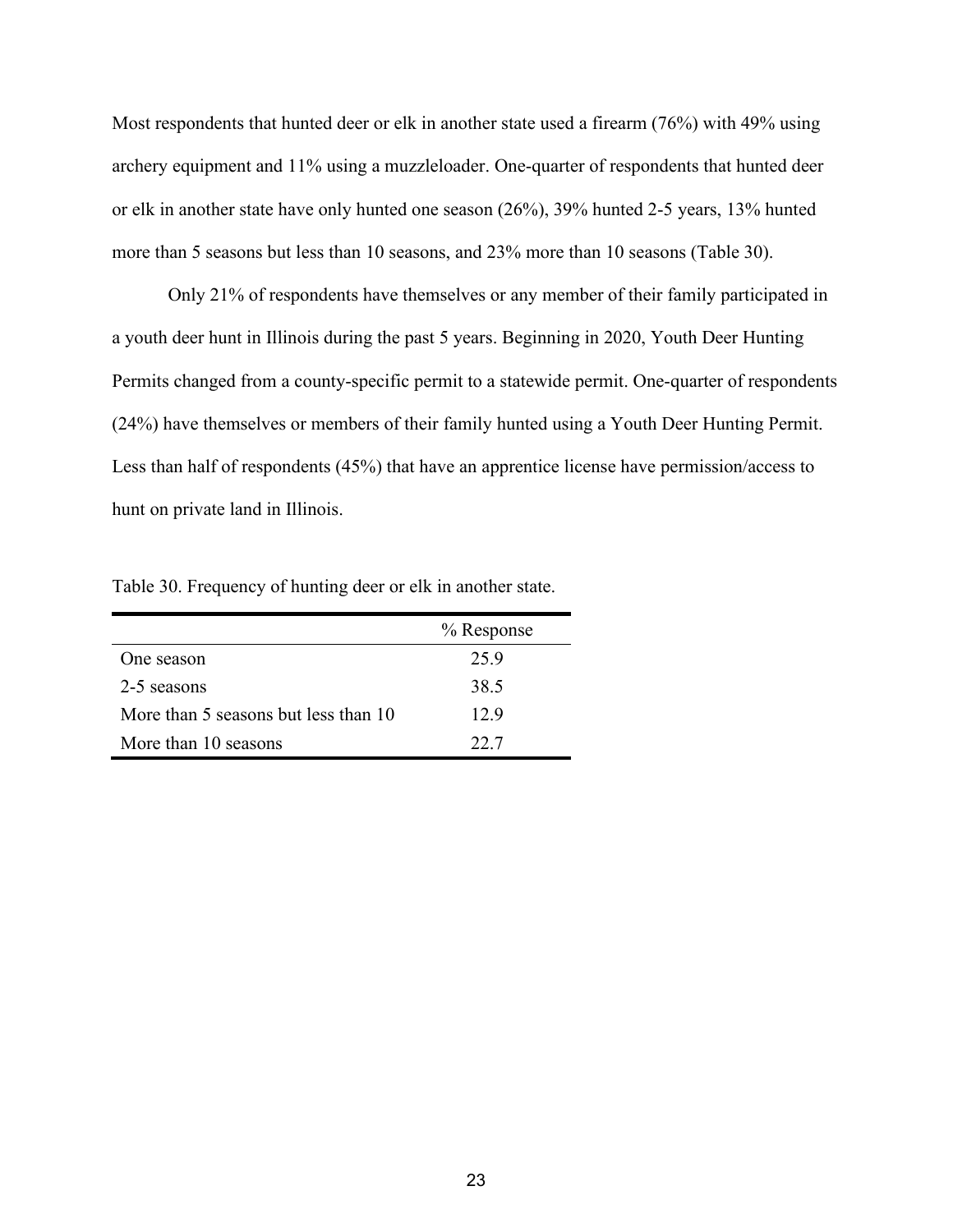Most respondents that hunted deer or elk in another state used a firearm (76%) with 49% using archery equipment and 11% using a muzzleloader. One-quarter of respondents that hunted deer or elk in another state have only hunted one season (26%), 39% hunted 2-5 years, 13% hunted more than 5 seasons but less than 10 seasons, and 23% more than 10 seasons (Table 30).

Only 21% of respondents have themselves or any member of their family participated in a youth deer hunt in Illinois during the past 5 years. Beginning in 2020, Youth Deer Hunting Permits changed from a county-specific permit to a statewide permit. One-quarter of respondents (24%) have themselves or members of their family hunted using a Youth Deer Hunting Permit. Less than half of respondents (45%) that have an apprentice license have permission/access to hunt on private land in Illinois.

Table 30. Frequency of hunting deer or elk in another state.

| | % Response |
|---|---|
| One season | 25.9 |
| 2-5 seasons | 38.5 |
| More than 5 seasons but less than 10 | 12.9 |
| More than 10 seasons | 22.7 |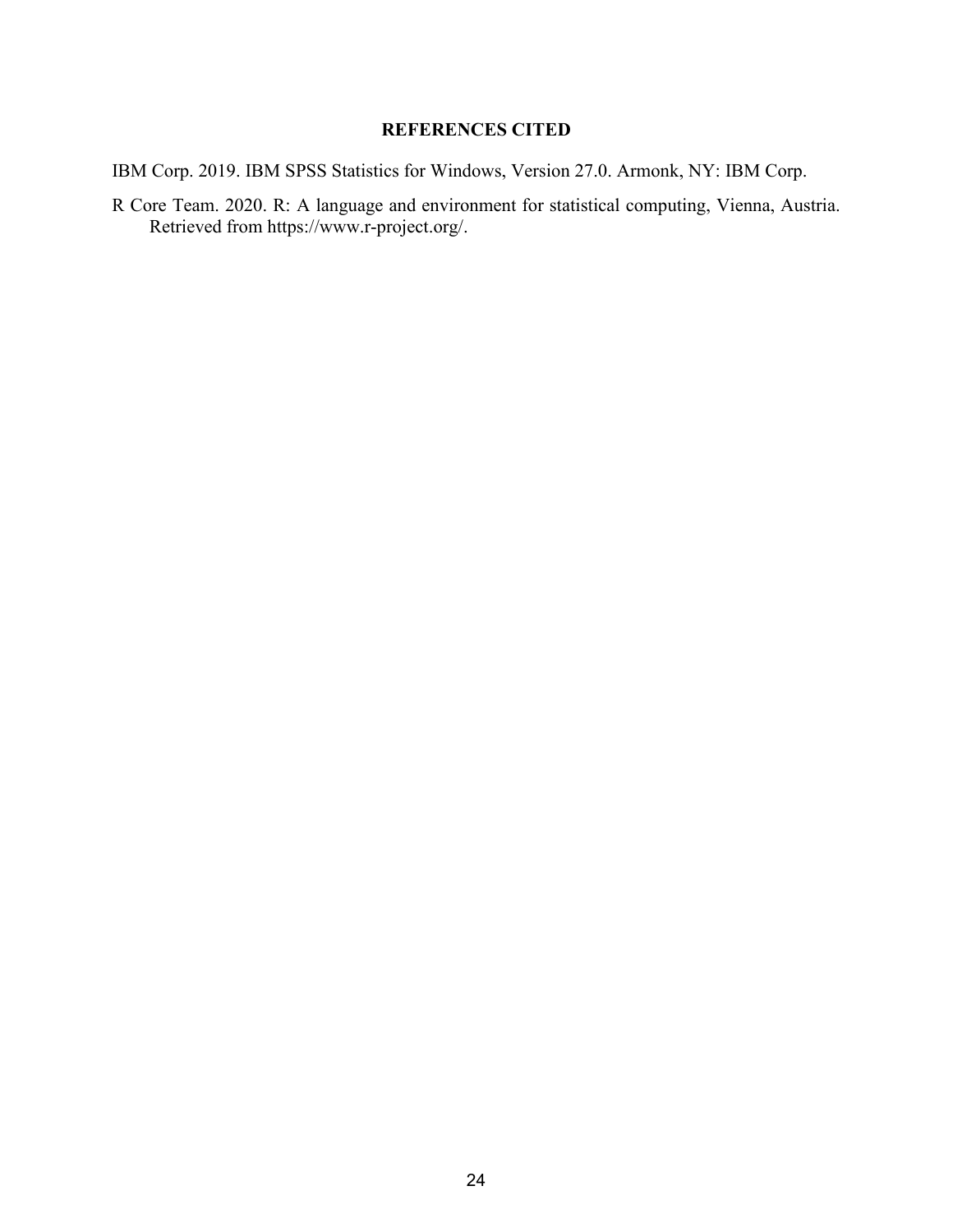## REFERENCES CITED

IBM Corp. 2019. IBM SPSS Statistics for Windows, Version 27.0. Armonk, NY: IBM Corp.

R Core Team. 2020. R: A language and environment for statistical computing, Vienna, Austria. Retrieved from https://www.r-project.org/.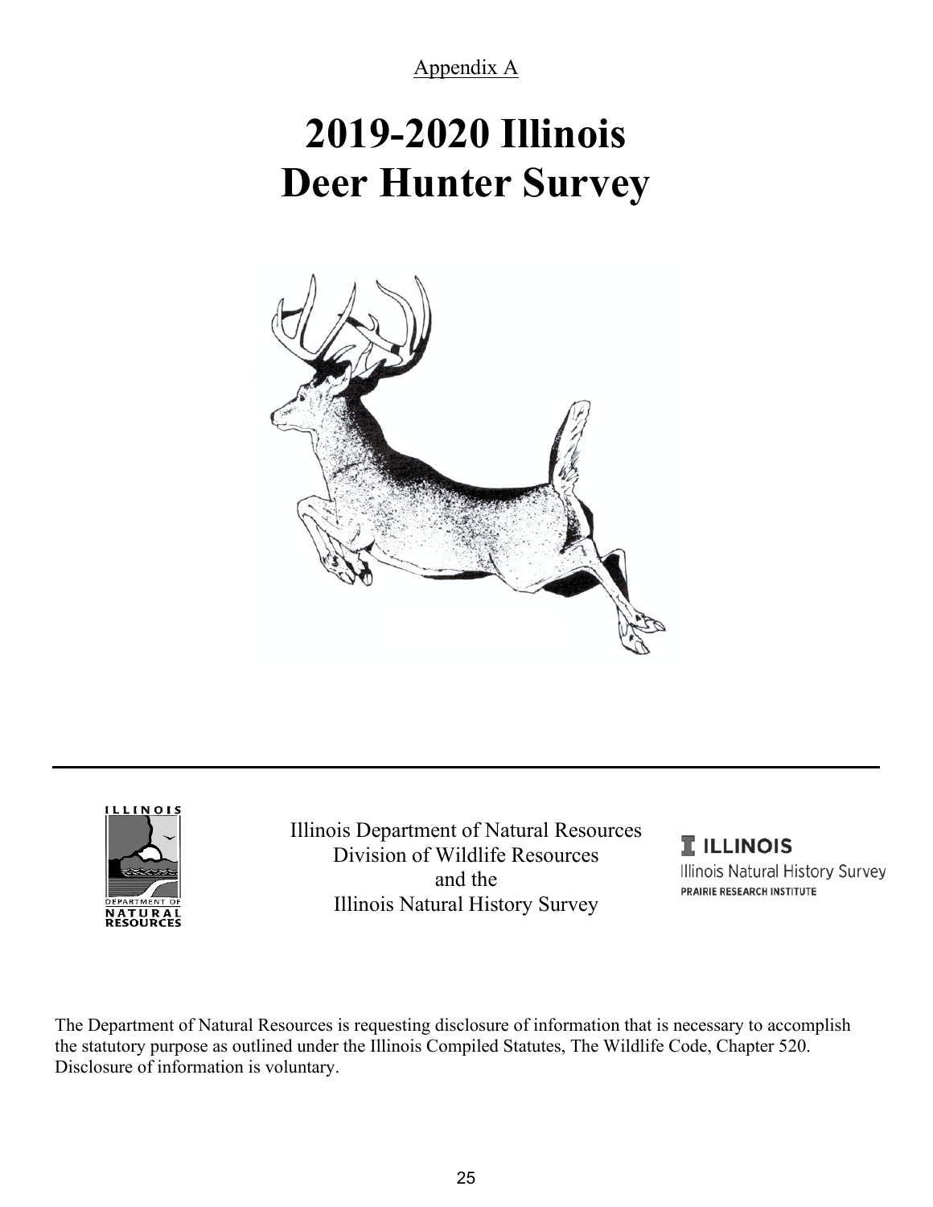Appendix A

# 2019-2020 Illinois Deer Hunter Survey

Illinois Department of Natural Resources
Division of Wildlife Resources
and the
Illinois Natural History Survey

ILLINOIS
Illinois Natural History Survey
PRAIRIE RESEARCH INSTITUTE

The Department of Natural Resources is requesting disclosure of information that is necessary to accomplish the statutory purpose as outlined under the Illinois Compiled Statutes, The Wildlife Code, Chapter 520. Disclosure of information is voluntary.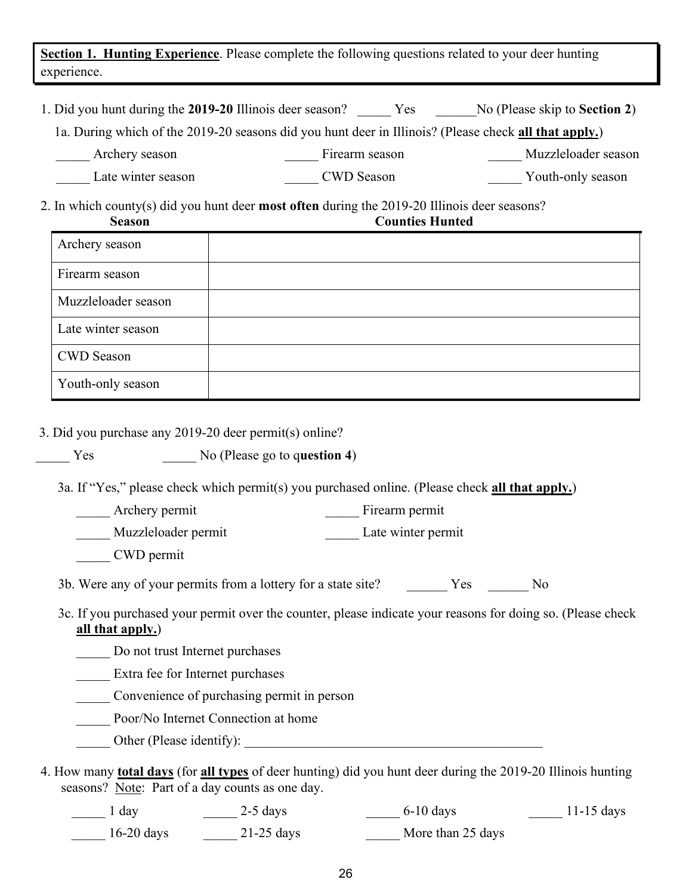**Section 1. Hunting Experience**. Please complete the following questions related to your deer hunting experience.

1. Did you hunt during the **2019-20** Illinois deer season? _____ Yes ______No (Please skip to **Section 2**)

   1a. During which of the 2019-20 seasons did you hunt deer in Illinois? (Please check **all that apply.**)

   _____ Archery season _____ Firearm season _____ Muzzleloader season

   _____ Late winter season _____ CWD Season _____ Youth-only season

2. In which county(s) did you hunt deer **most often** during the 2019-20 Illinois deer seasons?

| Season | Counties Hunted |
|---|---|
| Archery season | |
| Firearm season | |
| Muzzleloader season | |
| Late winter season | |
| CWD Season | |
| Youth-only season | |

3. Did you purchase any 2019-20 deer permit(s) online?

_____ Yes _____ No (Please go to q**uestion 4**)

   3a. If "Yes," please check which permit(s) you purchased online. (Please check **all that apply.**)

   _____ Archery permit _____ Firearm permit

   _____ Muzzleloader permit _____ Late winter permit

   _____ CWD permit

   3b. Were any of your permits from a lottery for a state site? ______ Yes ______ No

   3c. If you purchased your permit over the counter, please indicate your reasons for doing so. (Please check **all that apply.**)

   _____ Do not trust Internet purchases

   _____ Extra fee for Internet purchases

   _____ Convenience of purchasing permit in person

   _____ Poor/No Internet Connection at home

   _____ Other (Please identify): ______________________________________________

4. How many **total days** (for **all types** of deer hunting) did you hunt deer during the 2019-20 Illinois hunting seasons? Note: Part of a day counts as one day.

   _____ 1 day _____ 2-5 days _____ 6-10 days _____ 11-15 days

   _____ 16-20 days _____ 21-25 days _____ More than 25 days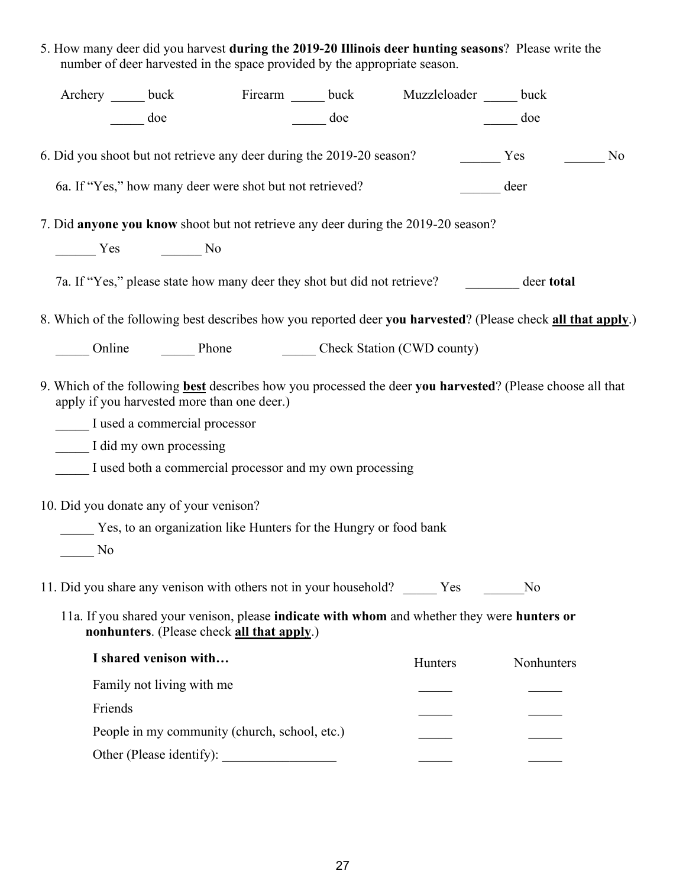5. How many deer did you harvest **during the 2019-20 Illinois deer hunting seasons**? Please write the number of deer harvested in the space provided by the appropriate season.

| Archery | | Firearm | | Muzzleloader | |
|---|---|---|---|---|---|
| _____ buck | _____ doe | _____ buck | _____ doe | _____ buck | _____ doe |

6. Did you shoot but not retrieve any deer during the 2019-20 season? ______ Yes ______ No

   6a. If "Yes," how many deer were shot but not retrieved? ______ deer

7. Did **anyone you know** shoot but not retrieve any deer during the 2019-20 season?

   ______ Yes ______ No

   7a. If "Yes," please state how many deer they shot but did not retrieve? ________ deer **total**

8. Which of the following best describes how you reported deer **you harvested**? (Please check **all that apply**.)

   _____ Online _____ Phone _____ Check Station (CWD county)

9. Which of the following **best** describes how you processed the deer **you harvested**? (Please choose all that apply if you harvested more than one deer.)

   _____ I used a commercial processor

   _____ I did my own processing

   _____ I used both a commercial processor and my own processing

10. Did you donate any of your venison?

    _____ Yes, to an organization like Hunters for the Hungry or food bank

    _____ No

11. Did you share any venison with others not in your household? _____ Yes ______No

    11a. If you shared your venison, please **indicate with whom** and whether they were **hunters or nonhunters**. (Please check **all that apply**.)

| **I shared venison with…** | Hunters | Nonhunters |
|---|---|---|
| Family not living with me | _____ | _____ |
| Friends | _____ | _____ |
| People in my community (church, school, etc.) | _____ | _____ |
| Other (Please identify): _________________ | _____ | _____ |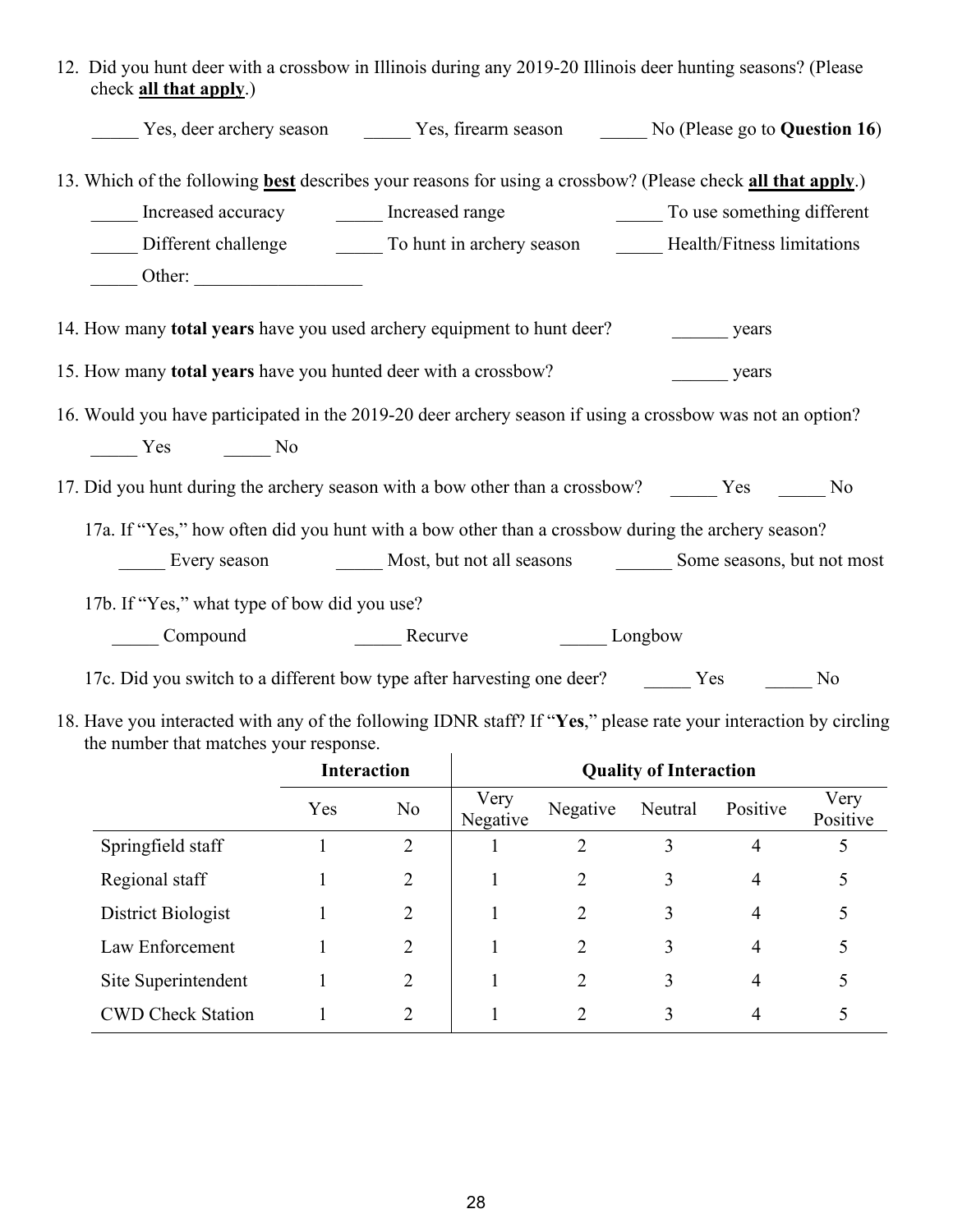12. Did you hunt deer with a crossbow in Illinois during any 2019-20 Illinois deer hunting seasons? (Please check **all that apply**.)

    _____ Yes, deer archery season     _____ Yes, firearm season     _____ No (Please go to **Question 16**)

13. Which of the following **best** describes your reasons for using a crossbow? (Please check **all that apply**.)

    _____ Increased accuracy     _____ Increased range     _____ To use something different

    _____ Different challenge     _____ To hunt in archery season     _____ Health/Fitness limitations

    _____ Other: __________________

14. How many **total years** have you used archery equipment to hunt deer?     ______ years

15. How many **total years** have you hunted deer with a crossbow?     ______ years

16. Would you have participated in the 2019-20 deer archery season if using a crossbow was not an option?

    _____ Yes     _____ No

17. Did you hunt during the archery season with a bow other than a crossbow?     _____ Yes     _____ No

    17a. If "Yes," how often did you hunt with a bow other than a crossbow during the archery season?

    _____ Every season     _____ Most, but not all seasons     ______ Some seasons, but not most

    17b. If "Yes," what type of bow did you use?

    _____ Compound     _____ Recurve     _____ Longbow

    17c. Did you switch to a different bow type after harvesting one deer?     _____ Yes     _____ No

18. Have you interacted with any of the following IDNR staff? If "**Yes**," please rate your interaction by circling the number that matches your response.

| | Interaction | | Quality of Interaction | | | | |
|---|---|---|---|---|---|---|---|
| | Yes | No | Very Negative | Negative | Neutral | Positive | Very Positive |
| Springfield staff | 1 | 2 | 1 | 2 | 3 | 4 | 5 |
| Regional staff | 1 | 2 | 1 | 2 | 3 | 4 | 5 |
| District Biologist | 1 | 2 | 1 | 2 | 3 | 4 | 5 |
| Law Enforcement | 1 | 2 | 1 | 2 | 3 | 4 | 5 |
| Site Superintendent | 1 | 2 | 1 | 2 | 3 | 4 | 5 |
| CWD Check Station | 1 | 2 | 1 | 2 | 3 | 4 | 5 |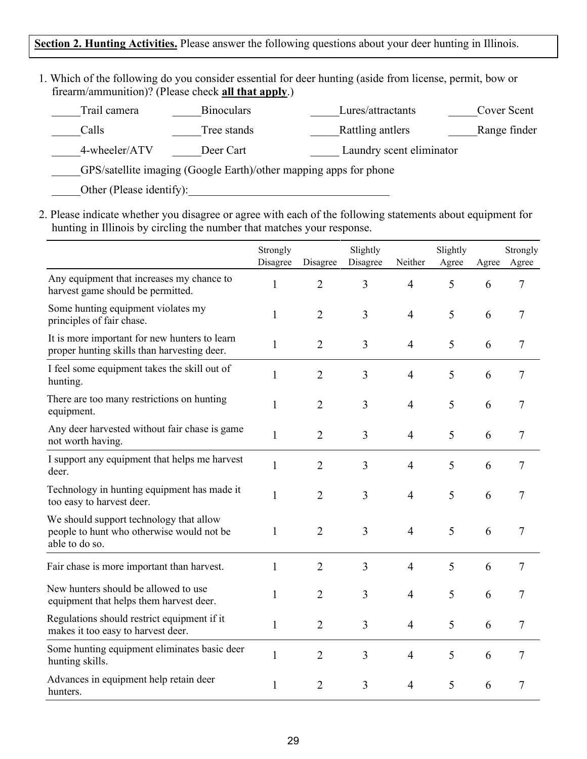**Section 2. Hunting Activities.** Please answer the following questions about your deer hunting in Illinois.

1. Which of the following do you consider essential for deer hunting (aside from license, permit, bow or firearm/ammunition)? (Please check **all that apply**.)

_____Trail camera _____Binoculars _____Lures/attractants _____Cover Scent

_____Calls _____Tree stands _____Rattling antlers _____Range finder

_____4-wheeler/ATV _____Deer Cart _____ Laundry scent eliminator

_____GPS/satellite imaging (Google Earth)/other mapping apps for phone

_____Other (Please identify):___________________________________

2. Please indicate whether you disagree or agree with each of the following statements about equipment for hunting in Illinois by circling the number that matches your response.

| | Strongly Disagree | Disagree | Slightly Disagree | Neither | Slightly Agree | Agree | Strongly Agree |
|---|---|---|---|---|---|---|---|
| Any equipment that increases my chance to harvest game should be permitted. | 1 | 2 | 3 | 4 | 5 | 6 | 7 |
| Some hunting equipment violates my principles of fair chase. | 1 | 2 | 3 | 4 | 5 | 6 | 7 |
| It is more important for new hunters to learn proper hunting skills than harvesting deer. | 1 | 2 | 3 | 4 | 5 | 6 | 7 |
| I feel some equipment takes the skill out of hunting. | 1 | 2 | 3 | 4 | 5 | 6 | 7 |
| There are too many restrictions on hunting equipment. | 1 | 2 | 3 | 4 | 5 | 6 | 7 |
| Any deer harvested without fair chase is game not worth having. | 1 | 2 | 3 | 4 | 5 | 6 | 7 |
| I support any equipment that helps me harvest deer. | 1 | 2 | 3 | 4 | 5 | 6 | 7 |
| Technology in hunting equipment has made it too easy to harvest deer. | 1 | 2 | 3 | 4 | 5 | 6 | 7 |
| We should support technology that allow people to hunt who otherwise would not be able to do so. | 1 | 2 | 3 | 4 | 5 | 6 | 7 |
| Fair chase is more important than harvest. | 1 | 2 | 3 | 4 | 5 | 6 | 7 |
| New hunters should be allowed to use equipment that helps them harvest deer. | 1 | 2 | 3 | 4 | 5 | 6 | 7 |
| Regulations should restrict equipment if it makes it too easy to harvest deer. | 1 | 2 | 3 | 4 | 5 | 6 | 7 |
| Some hunting equipment eliminates basic deer hunting skills. | 1 | 2 | 3 | 4 | 5 | 6 | 7 |
| Advances in equipment help retain deer hunters. | 1 | 2 | 3 | 4 | 5 | 6 | 7 |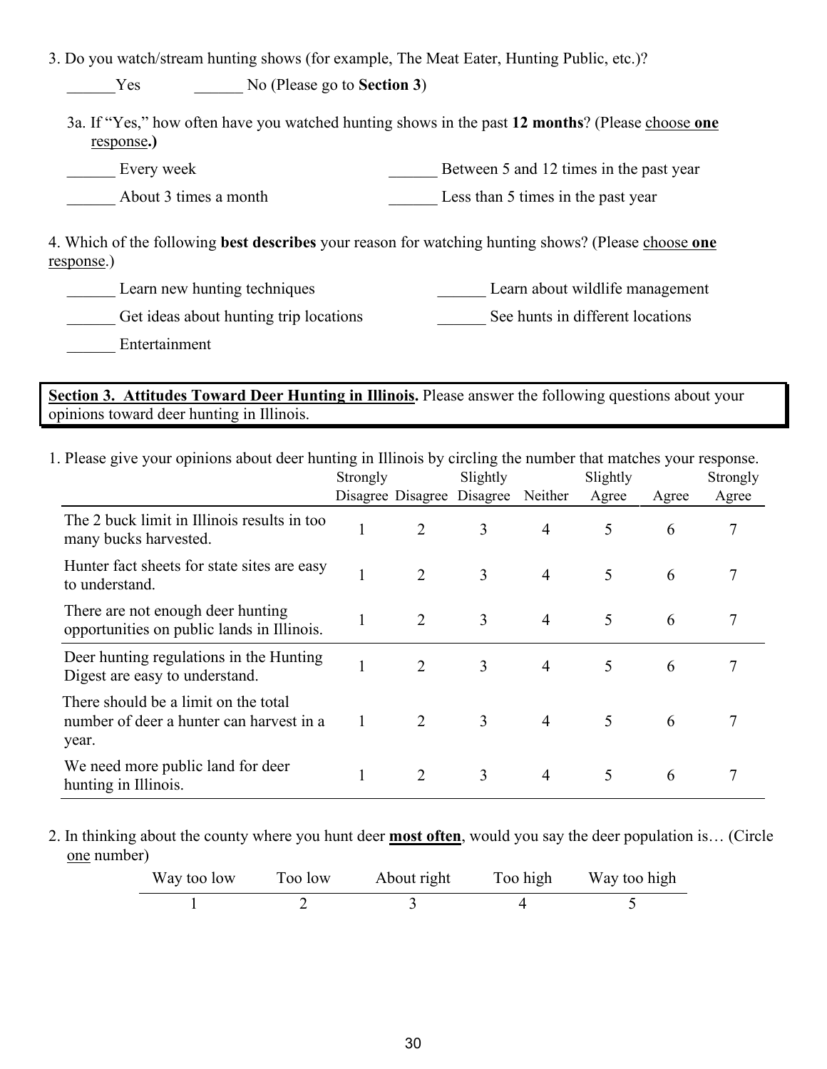3. Do you watch/stream hunting shows (for example, The Meat Eater, Hunting Public, etc.)?

______Yes ______ No (Please go to **Section 3**)

3a. If "Yes," how often have you watched hunting shows in the past **12 months**? (Please choose **one** response**.)**

______ Every week

______ About 3 times a month

______ Between 5 and 12 times in the past year

______ Less than 5 times in the past year

4. Which of the following **best describes** your reason for watching hunting shows? (Please choose **one** response.)

______ Learn new hunting techniques

______ Get ideas about hunting trip locations

______ Entertainment

______ Learn about wildlife management

______ See hunts in different locations

**Section 3. Attitudes Toward Deer Hunting in Illinois.** Please answer the following questions about your opinions toward deer hunting in Illinois.

1. Please give your opinions about deer hunting in Illinois by circling the number that matches your response.

| | Strongly Disagree | Disagree | Slightly Disagree | Neither | Slightly Agree | Agree | Strongly Agree |
|---|---|---|---|---|---|---|---|
| The 2 buck limit in Illinois results in too many bucks harvested. | 1 | 2 | 3 | 4 | 5 | 6 | 7 |
| Hunter fact sheets for state sites are easy to understand. | 1 | 2 | 3 | 4 | 5 | 6 | 7 |
| There are not enough deer hunting opportunities on public lands in Illinois. | 1 | 2 | 3 | 4 | 5 | 6 | 7 |
| Deer hunting regulations in the Hunting Digest are easy to understand. | 1 | 2 | 3 | 4 | 5 | 6 | 7 |
| There should be a limit on the total number of deer a hunter can harvest in a year. | 1 | 2 | 3 | 4 | 5 | 6 | 7 |
| We need more public land for deer hunting in Illinois. | 1 | 2 | 3 | 4 | 5 | 6 | 7 |

2. In thinking about the county where you hunt deer **most often**, would you say the deer population is… (Circle one number)

| Way too low | Too low | About right | Too high | Way too high |
|---|---|---|---|---|
| 1 | 2 | 3 | 4 | 5 |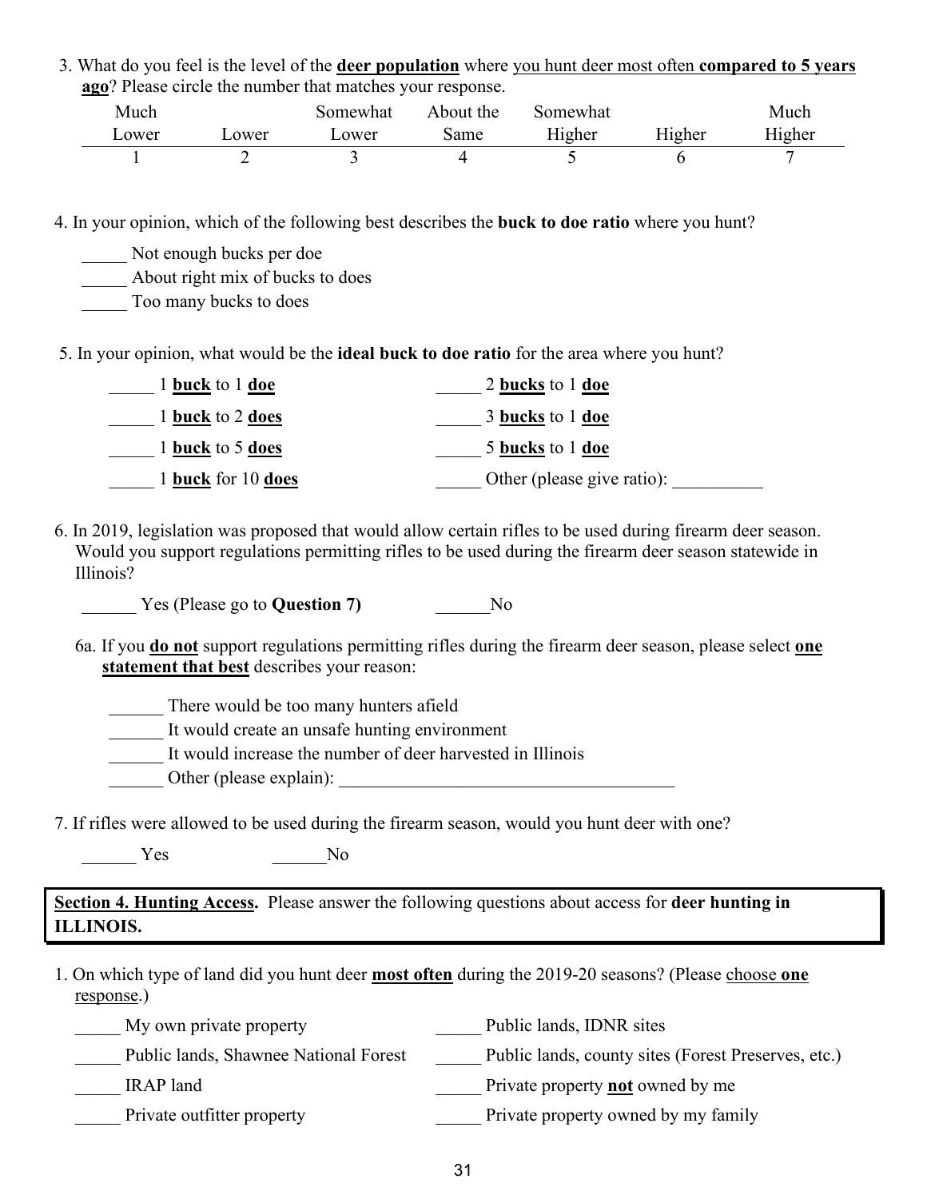3. What do you feel is the level of the **deer population** where you hunt deer most often **compared to 5 years ago**? Please circle the number that matches your response.

| Much Lower | Lower | Somewhat Lower | About the Same | Somewhat Higher | Higher | Much Higher |
|---|---|---|---|---|---|---|
| 1 | 2 | 3 | 4 | 5 | 6 | 7 |

4. In your opinion, which of the following best describes the **buck to doe ratio** where you hunt?

_____ Not enough bucks per doe
_____ About right mix of bucks to does
_____ Too many bucks to does

5. In your opinion, what would be the **ideal buck to doe ratio** for the area where you hunt?

_____ 1 **buck** to 1 **doe**
_____ 1 **buck** to 2 **does**
_____ 1 **buck** to 5 **does**
_____ 1 **buck** for 10 **does**
_____ 2 **bucks** to 1 **doe**
_____ 3 **bucks** to 1 **doe**
_____ 5 **bucks** to 1 **doe**
_____ Other (please give ratio): __________

6. In 2019, legislation was proposed that would allow certain rifles to be used during firearm deer season. Would you support regulations permitting rifles to be used during the firearm deer season statewide in Illinois?

______ Yes (Please go to **Question 7**) ______No

6a. If you **do not** support regulations permitting rifles during the firearm deer season, please select **one statement that best** describes your reason:

______ There would be too many hunters afield
______ It would create an unsafe hunting environment
______ It would increase the number of deer harvested in Illinois
______ Other (please explain): _____________________________________

7. If rifles were allowed to be used during the firearm season, would you hunt deer with one?

______ Yes ______No

**Section 4. Hunting Access.** Please answer the following questions about access for **deer hunting in ILLINOIS.**

1. On which type of land did you hunt deer **most often** during the 2019-20 seasons? (Please choose **one** response.)

_____ My own private property
_____ Public lands, Shawnee National Forest
_____ IRAP land
_____ Private outfitter property
_____ Public lands, IDNR sites
_____ Public lands, county sites (Forest Preserves, etc.)
_____ Private property **not** owned by me
_____ Private property owned by my family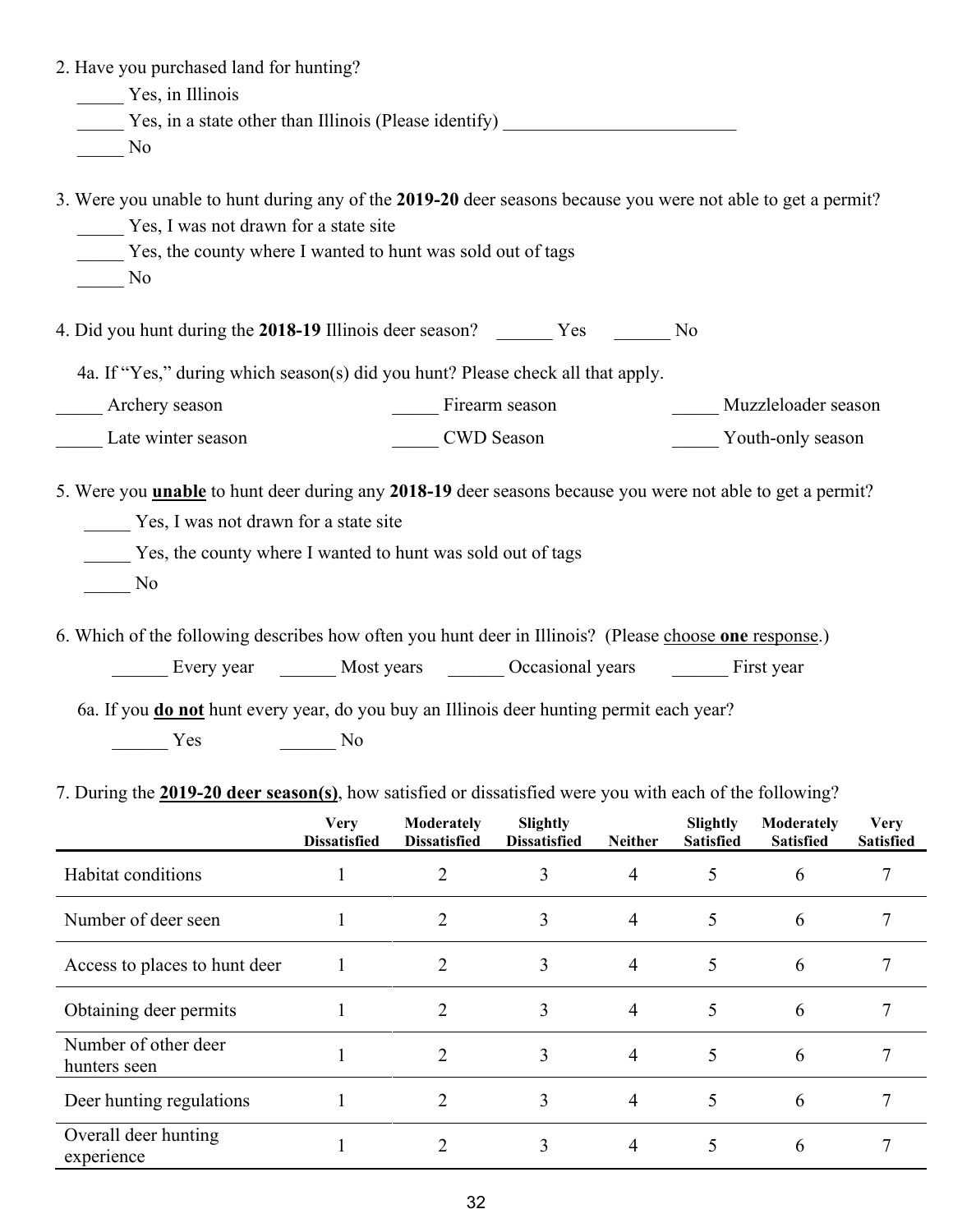2. Have you purchased land for hunting?

_____ Yes, in Illinois

_____ Yes, in a state other than Illinois (Please identify) _________________________

_____ No

3. Were you unable to hunt during any of the **2019-20** deer seasons because you were not able to get a permit?

_____ Yes, I was not drawn for a state site

_____ Yes, the county where I wanted to hunt was sold out of tags

_____ No

4. Did you hunt during the **2018-19** Illinois deer season? ______ Yes ______ No

4a. If "Yes," during which season(s) did you hunt? Please check all that apply.

_____ Archery season _____ Firearm season _____ Muzzleloader season

_____ Late winter season _____ CWD Season _____ Youth-only season

5. Were you **unable** to hunt deer during any **2018-19** deer seasons because you were not able to get a permit?

_____ Yes, I was not drawn for a state site

_____ Yes, the county where I wanted to hunt was sold out of tags

_____ No

6. Which of the following describes how often you hunt deer in Illinois? (Please choose **one** response.)

______ Every year ______ Most years ______ Occasional years ______ First year

6a. If you **do not** hunt every year, do you buy an Illinois deer hunting permit each year?

______ Yes ______ No

7. During the **2019-20 deer season(s)**, how satisfied or dissatisfied were you with each of the following?

| | Very Dissatisfied | Moderately Dissatisfied | Slightly Dissatisfied | Neither | Slightly Satisfied | Moderately Satisfied | Very Satisfied |
|---|---|---|---|---|---|---|---|
| Habitat conditions | 1 | 2 | 3 | 4 | 5 | 6 | 7 |
| Number of deer seen | 1 | 2 | 3 | 4 | 5 | 6 | 7 |
| Access to places to hunt deer | 1 | 2 | 3 | 4 | 5 | 6 | 7 |
| Obtaining deer permits | 1 | 2 | 3 | 4 | 5 | 6 | 7 |
| Number of other deer hunters seen | 1 | 2 | 3 | 4 | 5 | 6 | 7 |
| Deer hunting regulations | 1 | 2 | 3 | 4 | 5 | 6 | 7 |
| Overall deer hunting experience | 1 | 2 | 3 | 4 | 5 | 6 | 7 |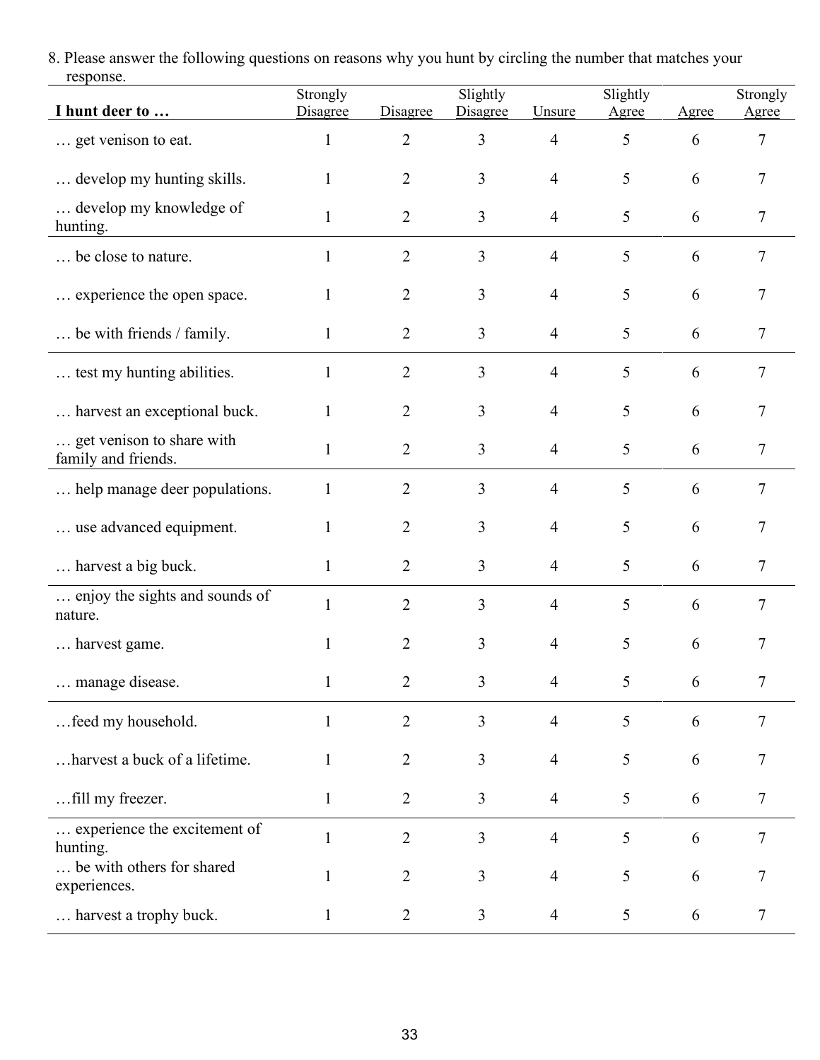8. Please answer the following questions on reasons why you hunt by circling the number that matches your response.

| I hunt deer to … | Strongly Disagree | Disagree | Slightly Disagree | Unsure | Slightly Agree | Agree | Strongly Agree |
|---|---|---|---|---|---|---|---|
| … get venison to eat. | 1 | 2 | 3 | 4 | 5 | 6 | 7 |
| … develop my hunting skills. | 1 | 2 | 3 | 4 | 5 | 6 | 7 |
| … develop my knowledge of hunting. | 1 | 2 | 3 | 4 | 5 | 6 | 7 |
| … be close to nature. | 1 | 2 | 3 | 4 | 5 | 6 | 7 |
| … experience the open space. | 1 | 2 | 3 | 4 | 5 | 6 | 7 |
| … be with friends / family. | 1 | 2 | 3 | 4 | 5 | 6 | 7 |
| … test my hunting abilities. | 1 | 2 | 3 | 4 | 5 | 6 | 7 |
| … harvest an exceptional buck. | 1 | 2 | 3 | 4 | 5 | 6 | 7 |
| … get venison to share with family and friends. | 1 | 2 | 3 | 4 | 5 | 6 | 7 |
| … help manage deer populations. | 1 | 2 | 3 | 4 | 5 | 6 | 7 |
| … use advanced equipment. | 1 | 2 | 3 | 4 | 5 | 6 | 7 |
| … harvest a big buck. | 1 | 2 | 3 | 4 | 5 | 6 | 7 |
| … enjoy the sights and sounds of nature. | 1 | 2 | 3 | 4 | 5 | 6 | 7 |
| … harvest game. | 1 | 2 | 3 | 4 | 5 | 6 | 7 |
| … manage disease. | 1 | 2 | 3 | 4 | 5 | 6 | 7 |
| …feed my household. | 1 | 2 | 3 | 4 | 5 | 6 | 7 |
| …harvest a buck of a lifetime. | 1 | 2 | 3 | 4 | 5 | 6 | 7 |
| …fill my freezer. | 1 | 2 | 3 | 4 | 5 | 6 | 7 |
| … experience the excitement of hunting. | 1 | 2 | 3 | 4 | 5 | 6 | 7 |
| … be with others for shared experiences. | 1 | 2 | 3 | 4 | 5 | 6 | 7 |
| … harvest a trophy buck. | 1 | 2 | 3 | 4 | 5 | 6 | 7 |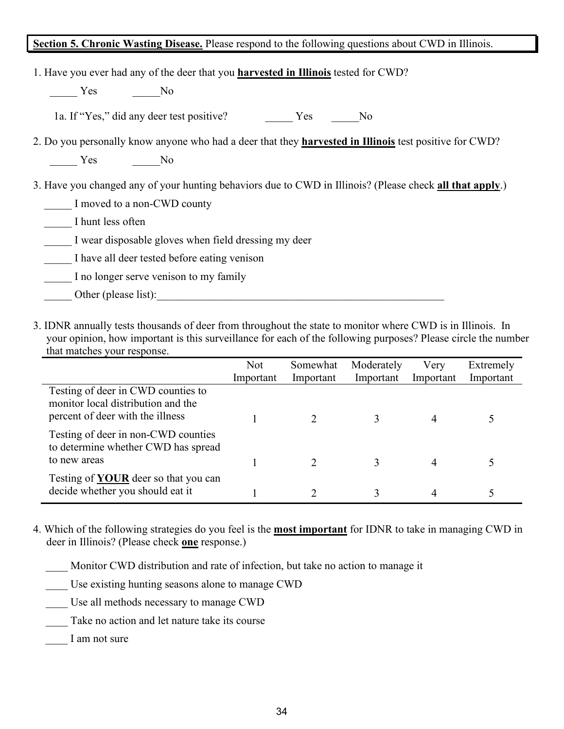**Section 5. Chronic Wasting Disease.** Please respond to the following questions about CWD in Illinois.

1. Have you ever had any of the deer that you **harvested in Illinois** tested for CWD?

   _____ Yes _____No

   1a. If "Yes," did any deer test positive? _____ Yes _____No

2. Do you personally know anyone who had a deer that they **harvested in Illinois** test positive for CWD?

   _____ Yes _____No

3. Have you changed any of your hunting behaviors due to CWD in Illinois? (Please check **all that apply**.)

   _____ I moved to a non-CWD county

   _____ I hunt less often

   _____ I wear disposable gloves when field dressing my deer

   _____ I have all deer tested before eating venison

   _____ I no longer serve venison to my family

   _____ Other (please list):_______________________________________________________

3. IDNR annually tests thousands of deer from throughout the state to monitor where CWD is in Illinois. In your opinion, how important is this surveillance for each of the following purposes? Please circle the number that matches your response.

| | Not Important | Somewhat Important | Moderately Important | Very Important | Extremely Important |
|---|---|---|---|---|---|
| Testing of deer in CWD counties to monitor local distribution and the percent of deer with the illness | 1 | 2 | 3 | 4 | 5 |
| Testing of deer in non-CWD counties to determine whether CWD has spread to new areas | 1 | 2 | 3 | 4 | 5 |
| Testing of **YOUR** deer so that you can decide whether you should eat it | 1 | 2 | 3 | 4 | 5 |

4. Which of the following strategies do you feel is the **most important** for IDNR to take in managing CWD in deer in Illinois? (Please check **one** response.)

   ____ Monitor CWD distribution and rate of infection, but take no action to manage it

   ____ Use existing hunting seasons alone to manage CWD

   ____ Use all methods necessary to manage CWD

   ____ Take no action and let nature take its course

   ____ I am not sure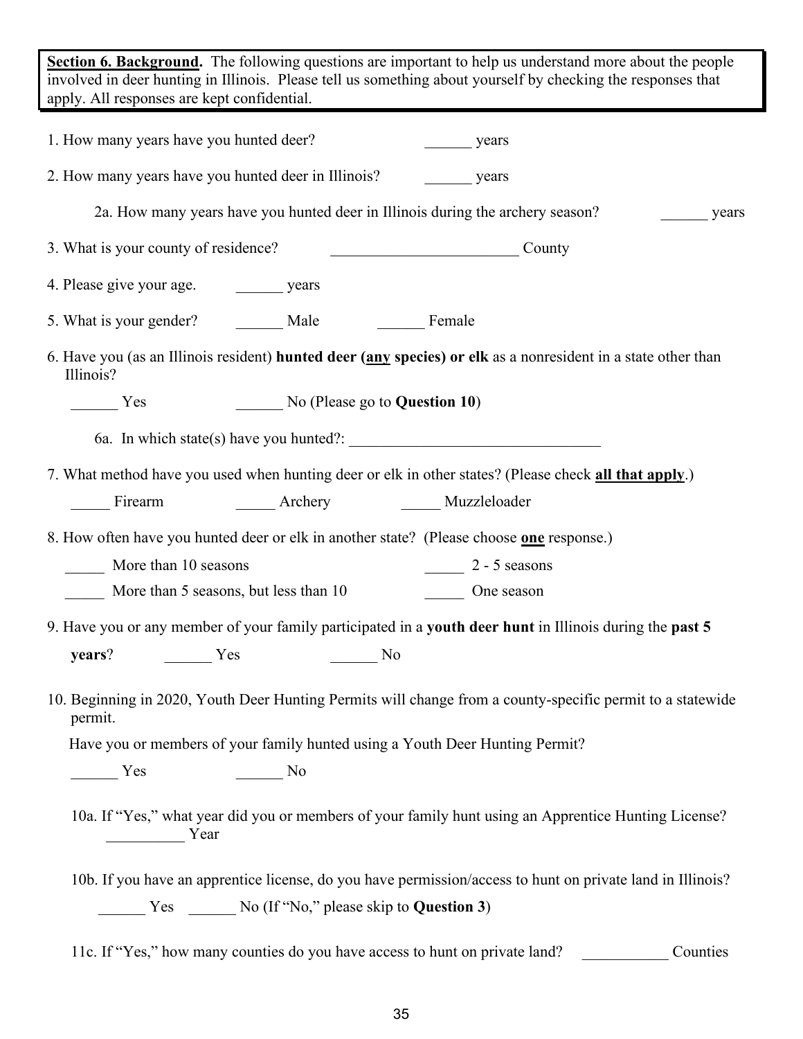**Section 6. Background.** The following questions are important to help us understand more about the people involved in deer hunting in Illinois. Please tell us something about yourself by checking the responses that apply. All responses are kept confidential.

1. How many years have you hunted deer? ______ years

2. How many years have you hunted deer in Illinois? ______ years

   2a. How many years have you hunted deer in Illinois during the archery season? ______ years

3. What is your county of residence? ________________________ County

4. Please give your age. ______ years

5. What is your gender? ______ Male ______ Female

6. Have you (as an Illinois resident) **hunted deer (<u>any</u> species) or elk** as a nonresident in a state other than Illinois?

   ______ Yes ______ No (Please go to **Question 10**)

   6a. In which state(s) have you hunted?: ________________________________

7. What method have you used when hunting deer or elk in other states? (Please check **<u>all that apply</u>**.)

   _____ Firearm _____ Archery _____ Muzzleloader

8. How often have you hunted deer or elk in another state? (Please choose **<u>one</u>** response.)

   _____ More than 10 seasons
   _____ More than 5 seasons, but less than 10
   _____ 2 - 5 seasons
   _____ One season

9. Have you or any member of your family participated in a **youth deer hunt** in Illinois during the **past 5 years**? ______ Yes ______ No

10. Beginning in 2020, Youth Deer Hunting Permits will change from a county-specific permit to a statewide permit.

   Have you or members of your family hunted using a Youth Deer Hunting Permit?

   ______ Yes ______ No

   10a. If "Yes," what year did you or members of your family hunt using an Apprentice Hunting License? __________ Year

   10b. If you have an apprentice license, do you have permission/access to hunt on private land in Illinois?

   ______ Yes ______ No (If "No," please skip to **Question 3**)

   11c. If "Yes," how many counties do you have access to hunt on private land? ___________ Counties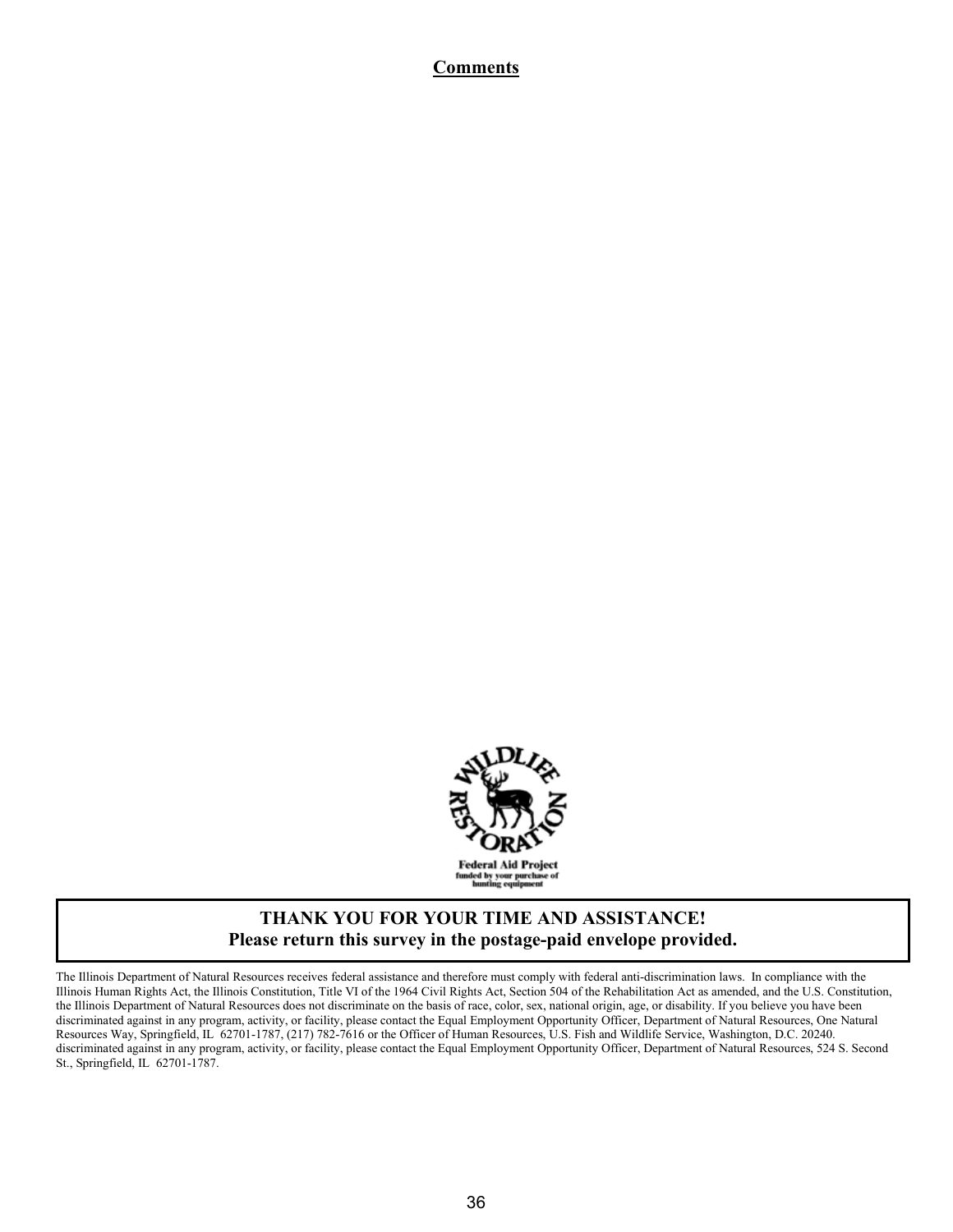**Comments**

Federal Aid Project
funded by your purchase of
hunting equipment

**THANK YOU FOR YOUR TIME AND ASSISTANCE!**
**Please return this survey in the postage-paid envelope provided.**

The Illinois Department of Natural Resources receives federal assistance and therefore must comply with federal anti-discrimination laws. In compliance with the Illinois Human Rights Act, the Illinois Constitution, Title VI of the 1964 Civil Rights Act, Section 504 of the Rehabilitation Act as amended, and the U.S. Constitution, the Illinois Department of Natural Resources does not discriminate on the basis of race, color, sex, national origin, age, or disability. If you believe you have been discriminated against in any program, activity, or facility, please contact the Equal Employment Opportunity Officer, Department of Natural Resources, One Natural Resources Way, Springfield, IL 62701-1787, (217) 782-7616 or the Officer of Human Resources, U.S. Fish and Wildlife Service, Washington, D.C. 20240. discriminated against in any program, activity, or facility, please contact the Equal Employment Opportunity Officer, Department of Natural Resources, 524 S. Second St., Springfield, IL 62701-1787.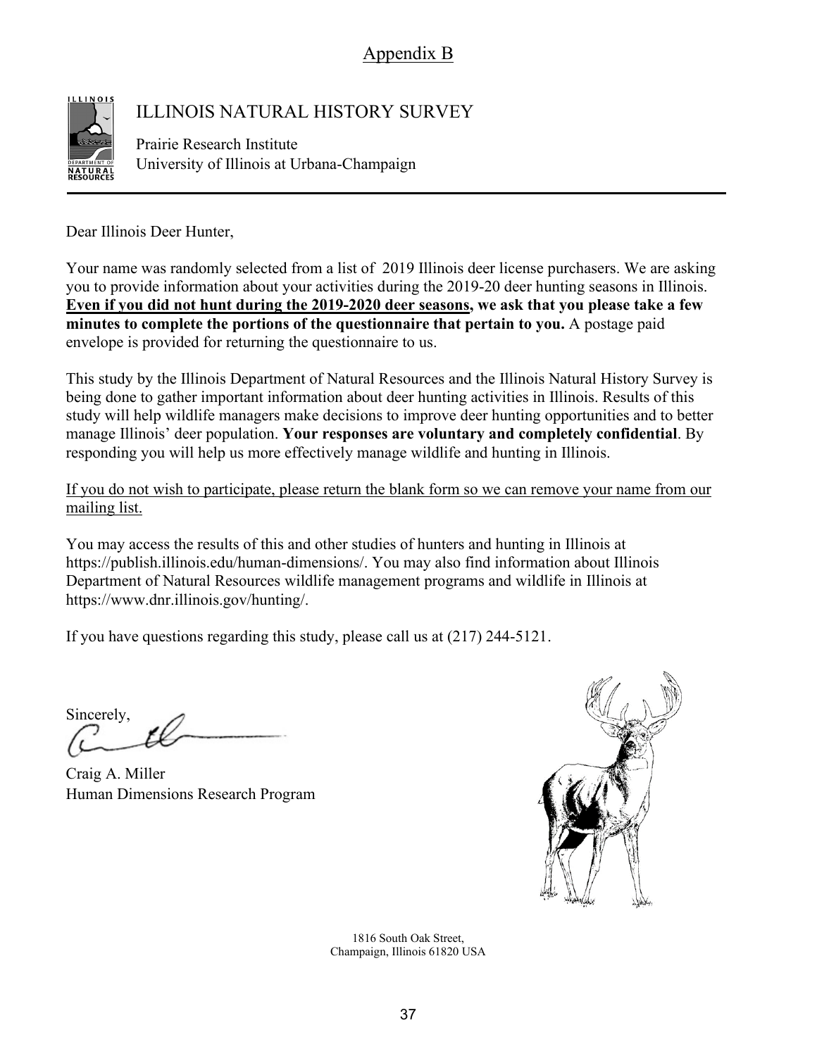# Appendix B

## ILLINOIS NATURAL HISTORY SURVEY

Prairie Research Institute
University of Illinois at Urbana-Champaign

---

Dear Illinois Deer Hunter,

Your name was randomly selected from a list of 2019 Illinois deer license purchasers. We are asking you to provide information about your activities during the 2019-20 deer hunting seasons in Illinois. **Even if you did not hunt during the 2019-2020 deer seasons, we ask that you please take a few minutes to complete the portions of the questionnaire that pertain to you.** A postage paid envelope is provided for returning the questionnaire to us.

This study by the Illinois Department of Natural Resources and the Illinois Natural History Survey is being done to gather important information about deer hunting activities in Illinois. Results of this study will help wildlife managers make decisions to improve deer hunting opportunities and to better manage Illinois' deer population. **Your responses are voluntary and completely confidential**. By responding you will help us more effectively manage wildlife and hunting in Illinois.

If you do not wish to participate, please return the blank form so we can remove your name from our mailing list.

You may access the results of this and other studies of hunters and hunting in Illinois at https://publish.illinois.edu/human-dimensions/. You may also find information about Illinois Department of Natural Resources wildlife management programs and wildlife in Illinois at https://www.dnr.illinois.gov/hunting/.

If you have questions regarding this study, please call us at (217) 244-5121.

Sincerely,

Craig A. Miller
Human Dimensions Research Program

1816 South Oak Street,
Champaign, Illinois 61820 USA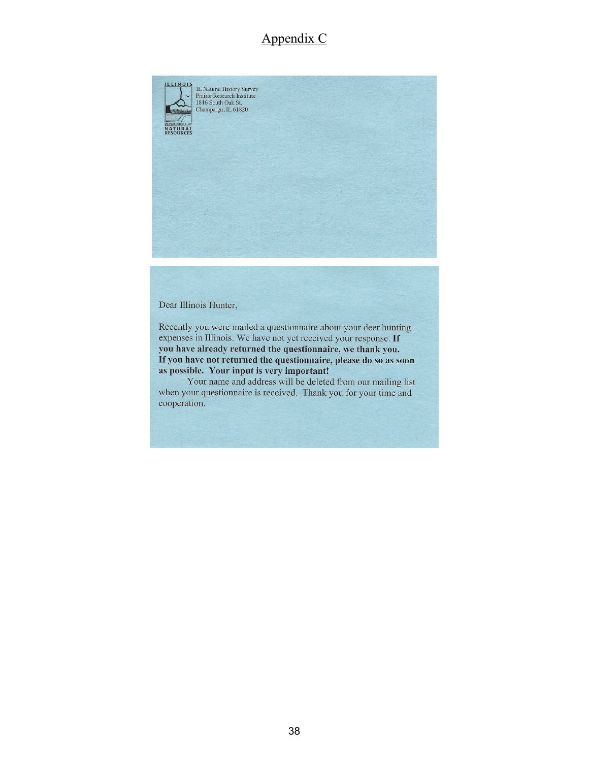# Appendix C

ILLINOIS

DEPARTMENT OF NATURAL RESOURCES

IL Natural History Survey
Prairie Research Institute
1816 South Oak St.
Champaign, IL 61820

Dear Illinois Hunter,

Recently you were mailed a questionnaire about your deer hunting expenses in Illinois. We have not yet received your response. **If you have already returned the questionnaire, we thank you. If you have not returned the questionnaire, please do so as soon as possible. Your input is very important!**

Your name and address will be deleted from our mailing list when your questionnaire is received. Thank you for your time and cooperation.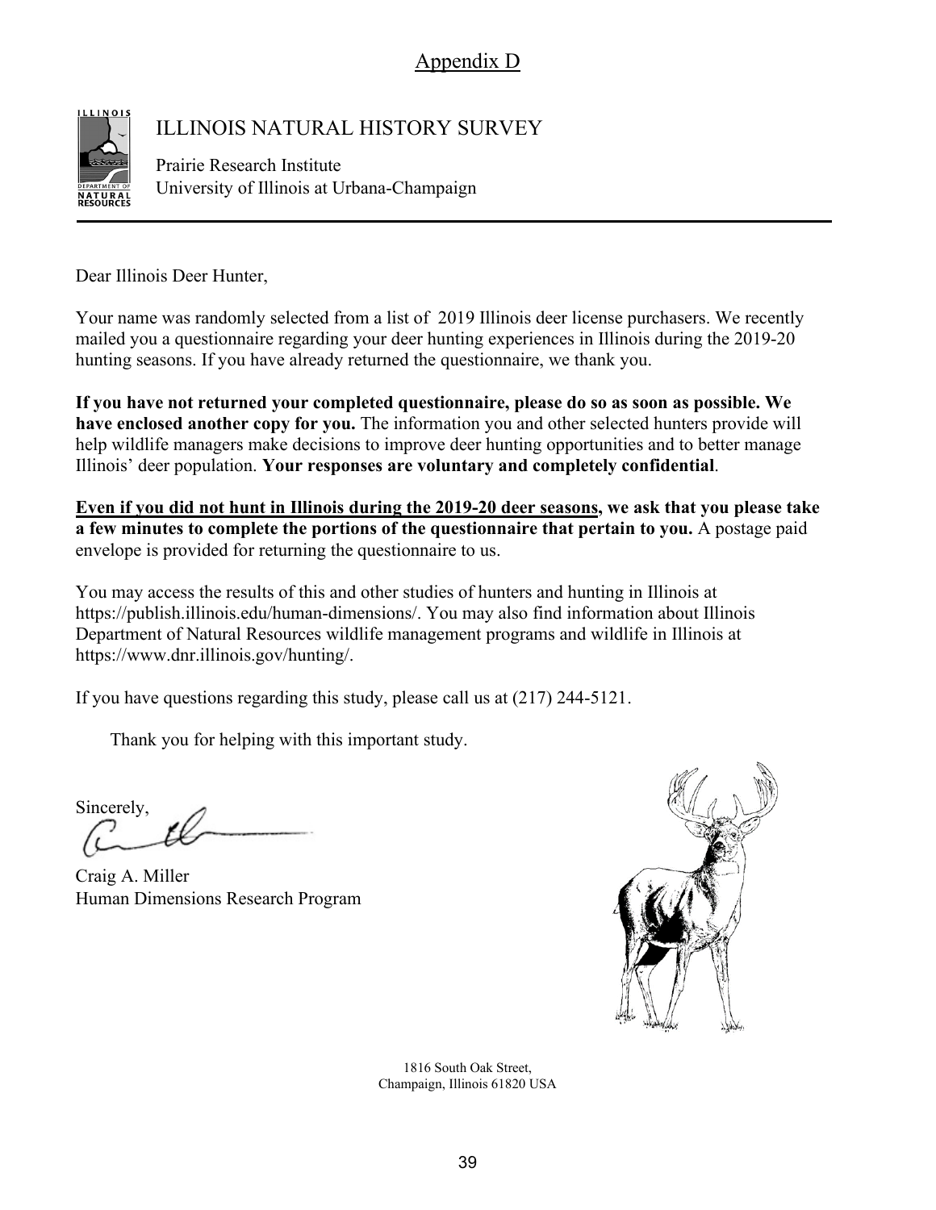Appendix D

# ILLINOIS NATURAL HISTORY SURVEY

Prairie Research Institute
University of Illinois at Urbana-Champaign

Dear Illinois Deer Hunter,

Your name was randomly selected from a list of 2019 Illinois deer license purchasers. We recently mailed you a questionnaire regarding your deer hunting experiences in Illinois during the 2019-20 hunting seasons. If you have already returned the questionnaire, we thank you.

**If you have not returned your completed questionnaire, please do so as soon as possible. We have enclosed another copy for you.** The information you and other selected hunters provide will help wildlife managers make decisions to improve deer hunting opportunities and to better manage Illinois' deer population. **Your responses are voluntary and completely confidential**.

**Even if you did not hunt in Illinois during the 2019-20 deer seasons, we ask that you please take a few minutes to complete the portions of the questionnaire that pertain to you.** A postage paid envelope is provided for returning the questionnaire to us.

You may access the results of this and other studies of hunters and hunting in Illinois at https://publish.illinois.edu/human-dimensions/. You may also find information about Illinois Department of Natural Resources wildlife management programs and wildlife in Illinois at https://www.dnr.illinois.gov/hunting/.

If you have questions regarding this study, please call us at (217) 244-5121.

Thank you for helping with this important study.

Sincerely,

Craig A. Miller
Human Dimensions Research Program

1816 South Oak Street,
Champaign, Illinois 61820 USA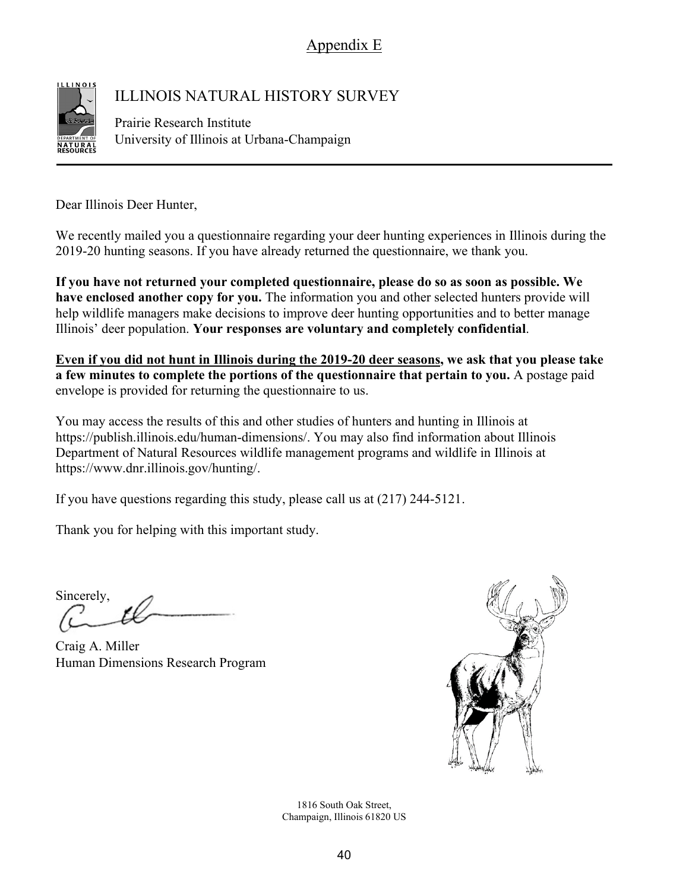Appendix E

# ILLINOIS NATURAL HISTORY SURVEY

Prairie Research Institute
University of Illinois at Urbana-Champaign

Dear Illinois Deer Hunter,

We recently mailed you a questionnaire regarding your deer hunting experiences in Illinois during the 2019-20 hunting seasons. If you have already returned the questionnaire, we thank you.

**If you have not returned your completed questionnaire, please do so as soon as possible. We have enclosed another copy for you.** The information you and other selected hunters provide will help wildlife managers make decisions to improve deer hunting opportunities and to better manage Illinois' deer population. **Your responses are voluntary and completely confidential**.

<u>**Even if you did not hunt in Illinois during the 2019-20 deer seasons**</u>**, we ask that you please take a few minutes to complete the portions of the questionnaire that pertain to you.** A postage paid envelope is provided for returning the questionnaire to us.

You may access the results of this and other studies of hunters and hunting in Illinois at https://publish.illinois.edu/human-dimensions/. You may also find information about Illinois Department of Natural Resources wildlife management programs and wildlife in Illinois at https://www.dnr.illinois.gov/hunting/.

If you have questions regarding this study, please call us at (217) 244-5121.

Thank you for helping with this important study.

Sincerely,

Craig A. Miller
Human Dimensions Research Program

1816 South Oak Street,
Champaign, Illinois 61820 US